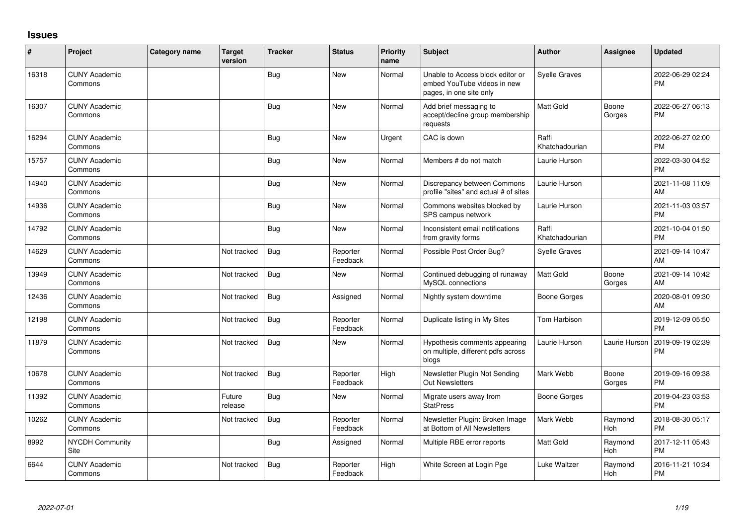# Issues

| # | Project | Category name | Target version | Tracker | Status | Priority name | Subject | Author | Assignee | Updated |
|---|---|---|---|---|---|---|---|---|---|---|
| 16318 | CUNY Academic Commons | | | Bug | New | Normal | Unable to Access block editor or embed YouTube videos in new pages, in one site only | Syelle Graves | | 2022-06-29 02:24 PM |
| 16307 | CUNY Academic Commons | | | Bug | New | Normal | Add brief messaging to accept/decline group membership requests | Matt Gold | Boone Gorges | 2022-06-27 06:13 PM |
| 16294 | CUNY Academic Commons | | | Bug | New | Urgent | CAC is down | Raffi Khatchadourian | | 2022-06-27 02:00 PM |
| 15757 | CUNY Academic Commons | | | Bug | New | Normal | Members # do not match | Laurie Hurson | | 2022-03-30 04:52 PM |
| 14940 | CUNY Academic Commons | | | Bug | New | Normal | Discrepancy between Commons profile "sites" and actual # of sites | Laurie Hurson | | 2021-11-08 11:09 AM |
| 14936 | CUNY Academic Commons | | | Bug | New | Normal | Commons websites blocked by SPS campus network | Laurie Hurson | | 2021-11-03 03:57 PM |
| 14792 | CUNY Academic Commons | | | Bug | New | Normal | Inconsistent email notifications from gravity forms | Raffi Khatchadourian | | 2021-10-04 01:50 PM |
| 14629 | CUNY Academic Commons | | Not tracked | Bug | Reporter Feedback | Normal | Possible Post Order Bug? | Syelle Graves | | 2021-09-14 10:47 AM |
| 13949 | CUNY Academic Commons | | Not tracked | Bug | New | Normal | Continued debugging of runaway MySQL connections | Matt Gold | Boone Gorges | 2021-09-14 10:42 AM |
| 12436 | CUNY Academic Commons | | Not tracked | Bug | Assigned | Normal | Nightly system downtime | Boone Gorges | | 2020-08-01 09:30 AM |
| 12198 | CUNY Academic Commons | | Not tracked | Bug | Reporter Feedback | Normal | Duplicate listing in My Sites | Tom Harbison | | 2019-12-09 05:50 PM |
| 11879 | CUNY Academic Commons | | Not tracked | Bug | New | Normal | Hypothesis comments appearing on multiple, different pdfs across blogs | Laurie Hurson | Laurie Hurson | 2019-09-19 02:39 PM |
| 10678 | CUNY Academic Commons | | Not tracked | Bug | Reporter Feedback | High | Newsletter Plugin Not Sending Out Newsletters | Mark Webb | Boone Gorges | 2019-09-16 09:38 PM |
| 11392 | CUNY Academic Commons | | Future release | Bug | New | Normal | Migrate users away from StatPress | Boone Gorges | | 2019-04-23 03:53 PM |
| 10262 | CUNY Academic Commons | | Not tracked | Bug | Reporter Feedback | Normal | Newsletter Plugin: Broken Image at Bottom of All Newsletters | Mark Webb | Raymond Hoh | 2018-08-30 05:17 PM |
| 8992 | NYCDH Community Site | | | Bug | Assigned | Normal | Multiple RBE error reports | Matt Gold | Raymond Hoh | 2017-12-11 05:43 PM |
| 6644 | CUNY Academic Commons | | Not tracked | Bug | Reporter Feedback | High | White Screen at Login Pge | Luke Waltzer | Raymond Hoh | 2016-11-21 10:34 PM |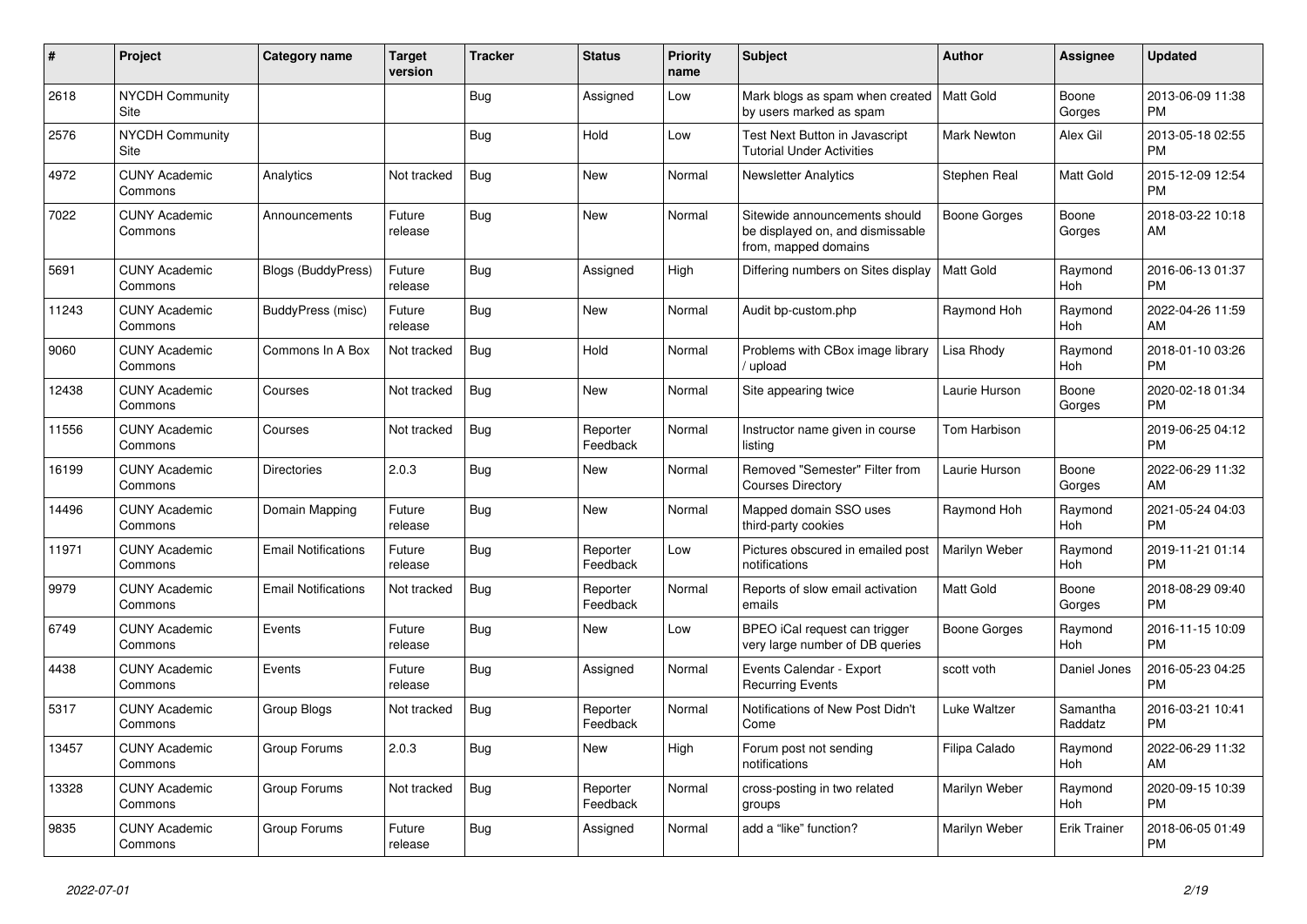| # | Project | Category name | Target version | Tracker | Status | Priority name | Subject | Author | Assignee | Updated |
|---|---|---|---|---|---|---|---|---|---|---|
| 2618 | NYCDH Community Site | | | Bug | Assigned | Low | Mark blogs as spam when created by users marked as spam | Matt Gold | Boone Gorges | 2013-06-09 11:38 PM |
| 2576 | NYCDH Community Site | | | Bug | Hold | Low | Test Next Button in Javascript Tutorial Under Activities | Mark Newton | Alex Gil | 2013-05-18 02:55 PM |
| 4972 | CUNY Academic Commons | Analytics | Not tracked | Bug | New | Normal | Newsletter Analytics | Stephen Real | Matt Gold | 2015-12-09 12:54 PM |
| 7022 | CUNY Academic Commons | Announcements | Future release | Bug | New | Normal | Sitewide announcements should be displayed on, and dismissable from, mapped domains | Boone Gorges | Boone Gorges | 2018-03-22 10:18 AM |
| 5691 | CUNY Academic Commons | Blogs (BuddyPress) | Future release | Bug | Assigned | High | Differing numbers on Sites display | Matt Gold | Raymond Hoh | 2016-06-13 01:37 PM |
| 11243 | CUNY Academic Commons | BuddyPress (misc) | Future release | Bug | New | Normal | Audit bp-custom.php | Raymond Hoh | Raymond Hoh | 2022-04-26 11:59 AM |
| 9060 | CUNY Academic Commons | Commons In A Box | Not tracked | Bug | Hold | Normal | Problems with CBox image library / upload | Lisa Rhody | Raymond Hoh | 2018-01-10 03:26 PM |
| 12438 | CUNY Academic Commons | Courses | Not tracked | Bug | New | Normal | Site appearing twice | Laurie Hurson | Boone Gorges | 2020-02-18 01:34 PM |
| 11556 | CUNY Academic Commons | Courses | Not tracked | Bug | Reporter Feedback | Normal | Instructor name given in course listing | Tom Harbison | | 2019-06-25 04:12 PM |
| 16199 | CUNY Academic Commons | Directories | 2.0.3 | Bug | New | Normal | Removed "Semester" Filter from Courses Directory | Laurie Hurson | Boone Gorges | 2022-06-29 11:32 AM |
| 14496 | CUNY Academic Commons | Domain Mapping | Future release | Bug | New | Normal | Mapped domain SSO uses third-party cookies | Raymond Hoh | Raymond Hoh | 2021-05-24 04:03 PM |
| 11971 | CUNY Academic Commons | Email Notifications | Future release | Bug | Reporter Feedback | Low | Pictures obscured in emailed post notifications | Marilyn Weber | Raymond Hoh | 2019-11-21 01:14 PM |
| 9979 | CUNY Academic Commons | Email Notifications | Not tracked | Bug | Reporter Feedback | Normal | Reports of slow email activation emails | Matt Gold | Boone Gorges | 2018-08-29 09:40 PM |
| 6749 | CUNY Academic Commons | Events | Future release | Bug | New | Low | BPEO iCal request can trigger very large number of DB queries | Boone Gorges | Raymond Hoh | 2016-11-15 10:09 PM |
| 4438 | CUNY Academic Commons | Events | Future release | Bug | Assigned | Normal | Events Calendar - Export Recurring Events | scott voth | Daniel Jones | 2016-05-23 04:25 PM |
| 5317 | CUNY Academic Commons | Group Blogs | Not tracked | Bug | Reporter Feedback | Normal | Notifications of New Post Didn't Come | Luke Waltzer | Samantha Raddatz | 2016-03-21 10:41 PM |
| 13457 | CUNY Academic Commons | Group Forums | 2.0.3 | Bug | New | High | Forum post not sending notifications | Filipa Calado | Raymond Hoh | 2022-06-29 11:32 AM |
| 13328 | CUNY Academic Commons | Group Forums | Not tracked | Bug | Reporter Feedback | Normal | cross-posting in two related groups | Marilyn Weber | Raymond Hoh | 2020-09-15 10:39 PM |
| 9835 | CUNY Academic Commons | Group Forums | Future release | Bug | Assigned | Normal | add a "like" function? | Marilyn Weber | Erik Trainer | 2018-06-05 01:49 PM |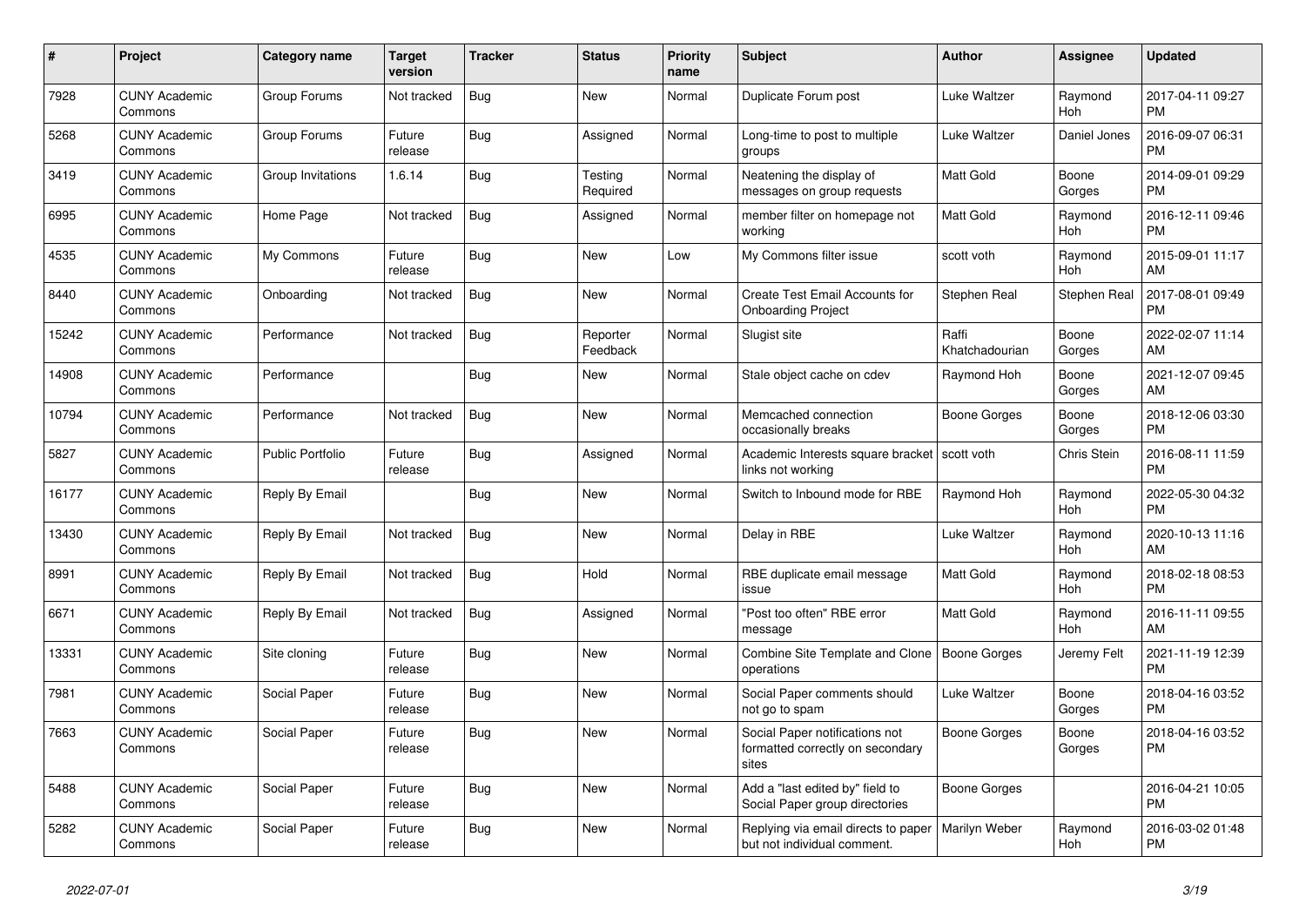| # | Project | Category name | Target version | Tracker | Status | Priority name | Subject | Author | Assignee | Updated |
|---|---|---|---|---|---|---|---|---|---|---|
| 7928 | CUNY Academic Commons | Group Forums | Not tracked | Bug | New | Normal | Duplicate Forum post | Luke Waltzer | Raymond Hoh | 2017-04-11 09:27 PM |
| 5268 | CUNY Academic Commons | Group Forums | Future release | Bug | Assigned | Normal | Long-time to post to multiple groups | Luke Waltzer | Daniel Jones | 2016-09-07 06:31 PM |
| 3419 | CUNY Academic Commons | Group Invitations | 1.6.14 | Bug | Testing Required | Normal | Neatening the display of messages on group requests | Matt Gold | Boone Gorges | 2014-09-01 09:29 PM |
| 6995 | CUNY Academic Commons | Home Page | Not tracked | Bug | Assigned | Normal | member filter on homepage not working | Matt Gold | Raymond Hoh | 2016-12-11 09:46 PM |
| 4535 | CUNY Academic Commons | My Commons | Future release | Bug | New | Low | My Commons filter issue | scott voth | Raymond Hoh | 2015-09-01 11:17 AM |
| 8440 | CUNY Academic Commons | Onboarding | Not tracked | Bug | New | Normal | Create Test Email Accounts for Onboarding Project | Stephen Real | Stephen Real | 2017-08-01 09:49 PM |
| 15242 | CUNY Academic Commons | Performance | Not tracked | Bug | Reporter Feedback | Normal | Slugist site | Raffi Khatchadourian | Boone Gorges | 2022-02-07 11:14 AM |
| 14908 | CUNY Academic Commons | Performance | | Bug | New | Normal | Stale object cache on cdev | Raymond Hoh | Boone Gorges | 2021-12-07 09:45 AM |
| 10794 | CUNY Academic Commons | Performance | Not tracked | Bug | New | Normal | Memcached connection occasionally breaks | Boone Gorges | Boone Gorges | 2018-12-06 03:30 PM |
| 5827 | CUNY Academic Commons | Public Portfolio | Future release | Bug | Assigned | Normal | Academic Interests square bracket links not working | scott voth | Chris Stein | 2016-08-11 11:59 PM |
| 16177 | CUNY Academic Commons | Reply By Email | | Bug | New | Normal | Switch to Inbound mode for RBE | Raymond Hoh | Raymond Hoh | 2022-05-30 04:32 PM |
| 13430 | CUNY Academic Commons | Reply By Email | Not tracked | Bug | New | Normal | Delay in RBE | Luke Waltzer | Raymond Hoh | 2020-10-13 11:16 AM |
| 8991 | CUNY Academic Commons | Reply By Email | Not tracked | Bug | Hold | Normal | RBE duplicate email message issue | Matt Gold | Raymond Hoh | 2018-02-18 08:53 PM |
| 6671 | CUNY Academic Commons | Reply By Email | Not tracked | Bug | Assigned | Normal | "Post too often" RBE error message | Matt Gold | Raymond Hoh | 2016-11-11 09:55 AM |
| 13331 | CUNY Academic Commons | Site cloning | Future release | Bug | New | Normal | Combine Site Template and Clone operations | Boone Gorges | Jeremy Felt | 2021-11-19 12:39 PM |
| 7981 | CUNY Academic Commons | Social Paper | Future release | Bug | New | Normal | Social Paper comments should not go to spam | Luke Waltzer | Boone Gorges | 2018-04-16 03:52 PM |
| 7663 | CUNY Academic Commons | Social Paper | Future release | Bug | New | Normal | Social Paper notifications not formatted correctly on secondary sites | Boone Gorges | Boone Gorges | 2018-04-16 03:52 PM |
| 5488 | CUNY Academic Commons | Social Paper | Future release | Bug | New | Normal | Add a "last edited by" field to Social Paper group directories | Boone Gorges | | 2016-04-21 10:05 PM |
| 5282 | CUNY Academic Commons | Social Paper | Future release | Bug | New | Normal | Replying via email directs to paper but not individual comment. | Marilyn Weber | Raymond Hoh | 2016-03-02 01:48 PM |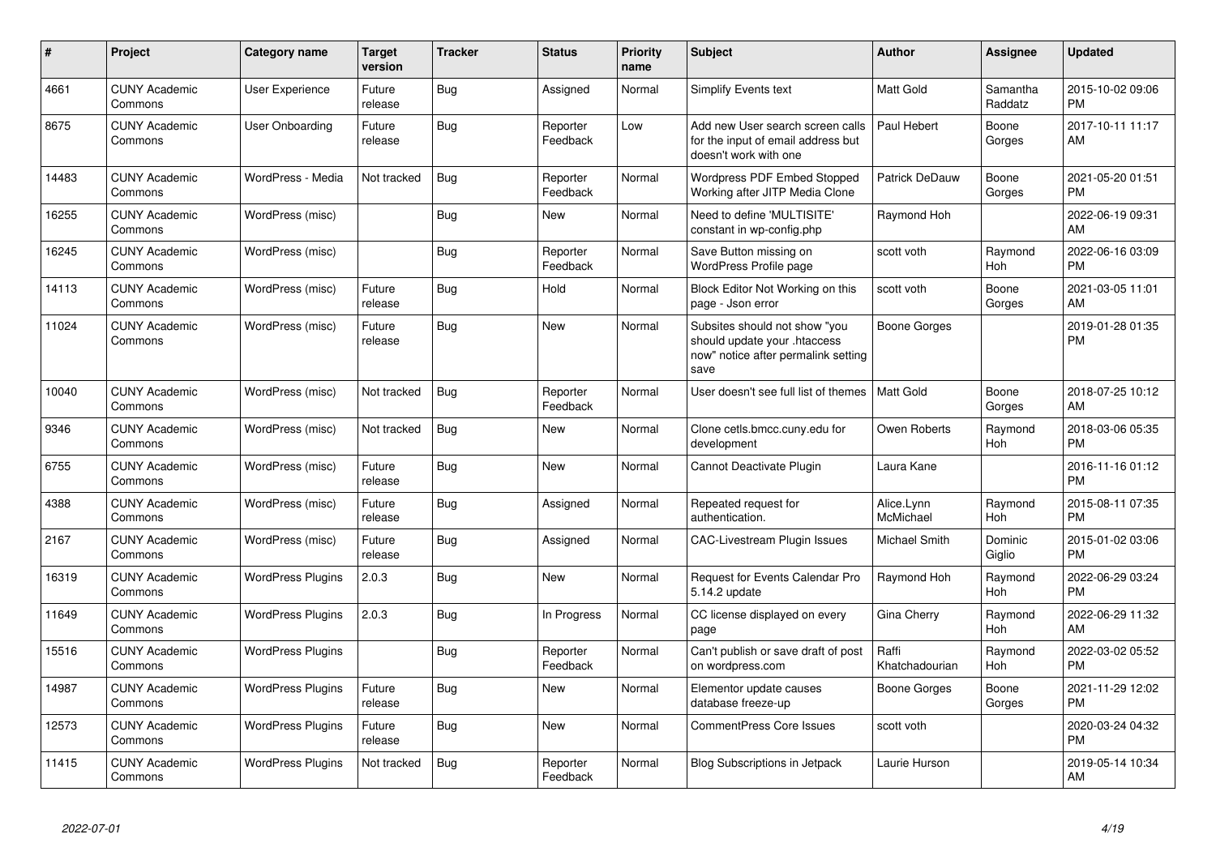| # | Project | Category name | Target version | Tracker | Status | Priority name | Subject | Author | Assignee | Updated |
|---|---|---|---|---|---|---|---|---|---|---|
| 4661 | CUNY Academic Commons | User Experience | Future release | Bug | Assigned | Normal | Simplify Events text | Matt Gold | Samantha Raddatz | 2015-10-02 09:06 PM |
| 8675 | CUNY Academic Commons | User Onboarding | Future release | Bug | Reporter Feedback | Low | Add new User search screen calls for the input of email address but doesn't work with one | Paul Hebert | Boone Gorges | 2017-10-11 11:17 AM |
| 14483 | CUNY Academic Commons | WordPress - Media | Not tracked | Bug | Reporter Feedback | Normal | Wordpress PDF Embed Stopped Working after JITP Media Clone | Patrick DeDauw | Boone Gorges | 2021-05-20 01:51 PM |
| 16255 | CUNY Academic Commons | WordPress (misc) | | Bug | New | Normal | Need to define 'MULTISITE' constant in wp-config.php | Raymond Hoh | | 2022-06-19 09:31 AM |
| 16245 | CUNY Academic Commons | WordPress (misc) | | Bug | Reporter Feedback | Normal | Save Button missing on WordPress Profile page | scott voth | Raymond Hoh | 2022-06-16 03:09 PM |
| 14113 | CUNY Academic Commons | WordPress (misc) | Future release | Bug | Hold | Normal | Block Editor Not Working on this page - Json error | scott voth | Boone Gorges | 2021-03-05 11:01 AM |
| 11024 | CUNY Academic Commons | WordPress (misc) | Future release | Bug | New | Normal | Subsites should not show "you should update your .htaccess now" notice after permalink setting save | Boone Gorges | | 2019-01-28 01:35 PM |
| 10040 | CUNY Academic Commons | WordPress (misc) | Not tracked | Bug | Reporter Feedback | Normal | User doesn't see full list of themes | Matt Gold | Boone Gorges | 2018-07-25 10:12 AM |
| 9346 | CUNY Academic Commons | WordPress (misc) | Not tracked | Bug | New | Normal | Clone cetls.bmcc.cuny.edu for development | Owen Roberts | Raymond Hoh | 2018-03-06 05:35 PM |
| 6755 | CUNY Academic Commons | WordPress (misc) | Future release | Bug | New | Normal | Cannot Deactivate Plugin | Laura Kane | | 2016-11-16 01:12 PM |
| 4388 | CUNY Academic Commons | WordPress (misc) | Future release | Bug | Assigned | Normal | Repeated request for authentication. | Alice.Lynn McMichael | Raymond Hoh | 2015-08-11 07:35 PM |
| 2167 | CUNY Academic Commons | WordPress (misc) | Future release | Bug | Assigned | Normal | CAC-Livestream Plugin Issues | Michael Smith | Dominic Giglio | 2015-01-02 03:06 PM |
| 16319 | CUNY Academic Commons | WordPress Plugins | 2.0.3 | Bug | New | Normal | Request for Events Calendar Pro 5.14.2 update | Raymond Hoh | Raymond Hoh | 2022-06-29 03:24 PM |
| 11649 | CUNY Academic Commons | WordPress Plugins | 2.0.3 | Bug | In Progress | Normal | CC license displayed on every page | Gina Cherry | Raymond Hoh | 2022-06-29 11:32 AM |
| 15516 | CUNY Academic Commons | WordPress Plugins | | Bug | Reporter Feedback | Normal | Can't publish or save draft of post on wordpress.com | Raffi Khatchadourian | Raymond Hoh | 2022-03-02 05:52 PM |
| 14987 | CUNY Academic Commons | WordPress Plugins | Future release | Bug | New | Normal | Elementor update causes database freeze-up | Boone Gorges | Boone Gorges | 2021-11-29 12:02 PM |
| 12573 | CUNY Academic Commons | WordPress Plugins | Future release | Bug | New | Normal | CommentPress Core Issues | scott voth | | 2020-03-24 04:32 PM |
| 11415 | CUNY Academic Commons | WordPress Plugins | Not tracked | Bug | Reporter Feedback | Normal | Blog Subscriptions in Jetpack | Laurie Hurson | | 2019-05-14 10:34 AM |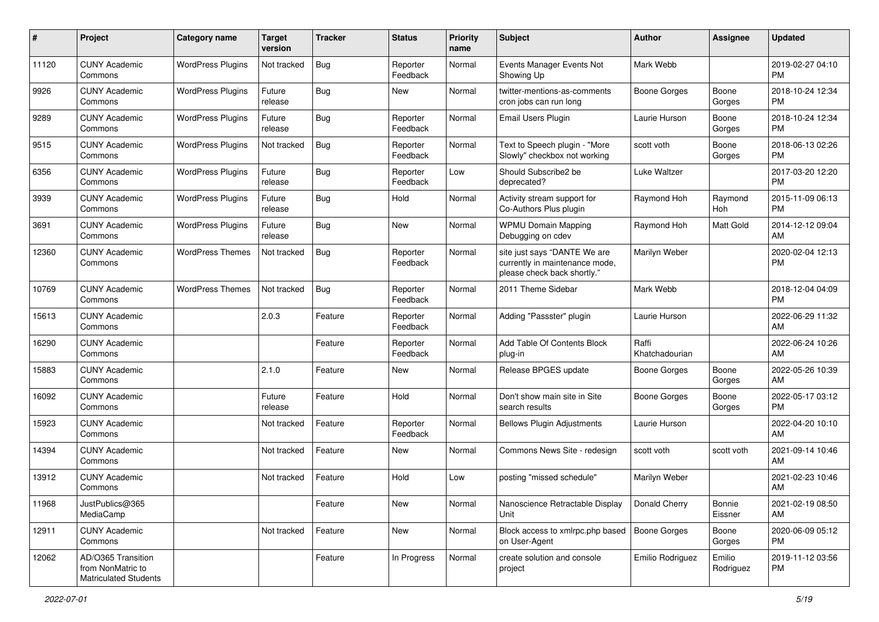| # | Project | Category name | Target version | Tracker | Status | Priority name | Subject | Author | Assignee | Updated |
|---|---|---|---|---|---|---|---|---|---|---|
| 11120 | CUNY Academic Commons | WordPress Plugins | Not tracked | Bug | Reporter Feedback | Normal | Events Manager Events Not Showing Up | Mark Webb | | 2019-02-27 04:10 PM |
| 9926 | CUNY Academic Commons | WordPress Plugins | Future release | Bug | New | Normal | twitter-mentions-as-comments cron jobs can run long | Boone Gorges | Boone Gorges | 2018-10-24 12:34 PM |
| 9289 | CUNY Academic Commons | WordPress Plugins | Future release | Bug | Reporter Feedback | Normal | Email Users Plugin | Laurie Hurson | Boone Gorges | 2018-10-24 12:34 PM |
| 9515 | CUNY Academic Commons | WordPress Plugins | Not tracked | Bug | Reporter Feedback | Normal | Text to Speech plugin - "More Slowly" checkbox not working | scott voth | Boone Gorges | 2018-06-13 02:26 PM |
| 6356 | CUNY Academic Commons | WordPress Plugins | Future release | Bug | Reporter Feedback | Low | Should Subscribe2 be deprecated? | Luke Waltzer | | 2017-03-20 12:20 PM |
| 3939 | CUNY Academic Commons | WordPress Plugins | Future release | Bug | Hold | Normal | Activity stream support for Co-Authors Plus plugin | Raymond Hoh | Raymond Hoh | 2015-11-09 06:13 PM |
| 3691 | CUNY Academic Commons | WordPress Plugins | Future release | Bug | New | Normal | WPMU Domain Mapping Debugging on cdev | Raymond Hoh | Matt Gold | 2014-12-12 09:04 AM |
| 12360 | CUNY Academic Commons | WordPress Themes | Not tracked | Bug | Reporter Feedback | Normal | site just says "DANTE We are currently in maintenance mode, please check back shortly." | Marilyn Weber | | 2020-02-04 12:13 PM |
| 10769 | CUNY Academic Commons | WordPress Themes | Not tracked | Bug | Reporter Feedback | Normal | 2011 Theme Sidebar | Mark Webb | | 2018-12-04 04:09 PM |
| 15613 | CUNY Academic Commons | | 2.0.3 | Feature | Reporter Feedback | Normal | Adding "Passster" plugin | Laurie Hurson | | 2022-06-29 11:32 AM |
| 16290 | CUNY Academic Commons | | | Feature | Reporter Feedback | Normal | Add Table Of Contents Block plug-in | Raffi Khatchadourian | | 2022-06-24 10:26 AM |
| 15883 | CUNY Academic Commons | | 2.1.0 | Feature | New | Normal | Release BPGES update | Boone Gorges | Boone Gorges | 2022-05-26 10:39 AM |
| 16092 | CUNY Academic Commons | | Future release | Feature | Hold | Normal | Don't show main site in Site search results | Boone Gorges | Boone Gorges | 2022-05-17 03:12 PM |
| 15923 | CUNY Academic Commons | | Not tracked | Feature | Reporter Feedback | Normal | Bellows Plugin Adjustments | Laurie Hurson | | 2022-04-20 10:10 AM |
| 14394 | CUNY Academic Commons | | Not tracked | Feature | New | Normal | Commons News Site - redesign | scott voth | scott voth | 2021-09-14 10:46 AM |
| 13912 | CUNY Academic Commons | | Not tracked | Feature | Hold | Low | posting "missed schedule" | Marilyn Weber | | 2021-02-23 10:46 AM |
| 11968 | JustPublics@365 MediaCamp | | | Feature | New | Normal | Nanoscience Retractable Display Unit | Donald Cherry | Bonnie Eissner | 2021-02-19 08:50 AM |
| 12911 | CUNY Academic Commons | | Not tracked | Feature | New | Normal | Block access to xmlrpc.php based on User-Agent | Boone Gorges | Boone Gorges | 2020-06-09 05:12 PM |
| 12062 | AD/O365 Transition from NonMatric to Matriculated Students | | | Feature | In Progress | Normal | create solution and console project | Emilio Rodriguez | Emilio Rodriguez | 2019-11-12 03:56 PM |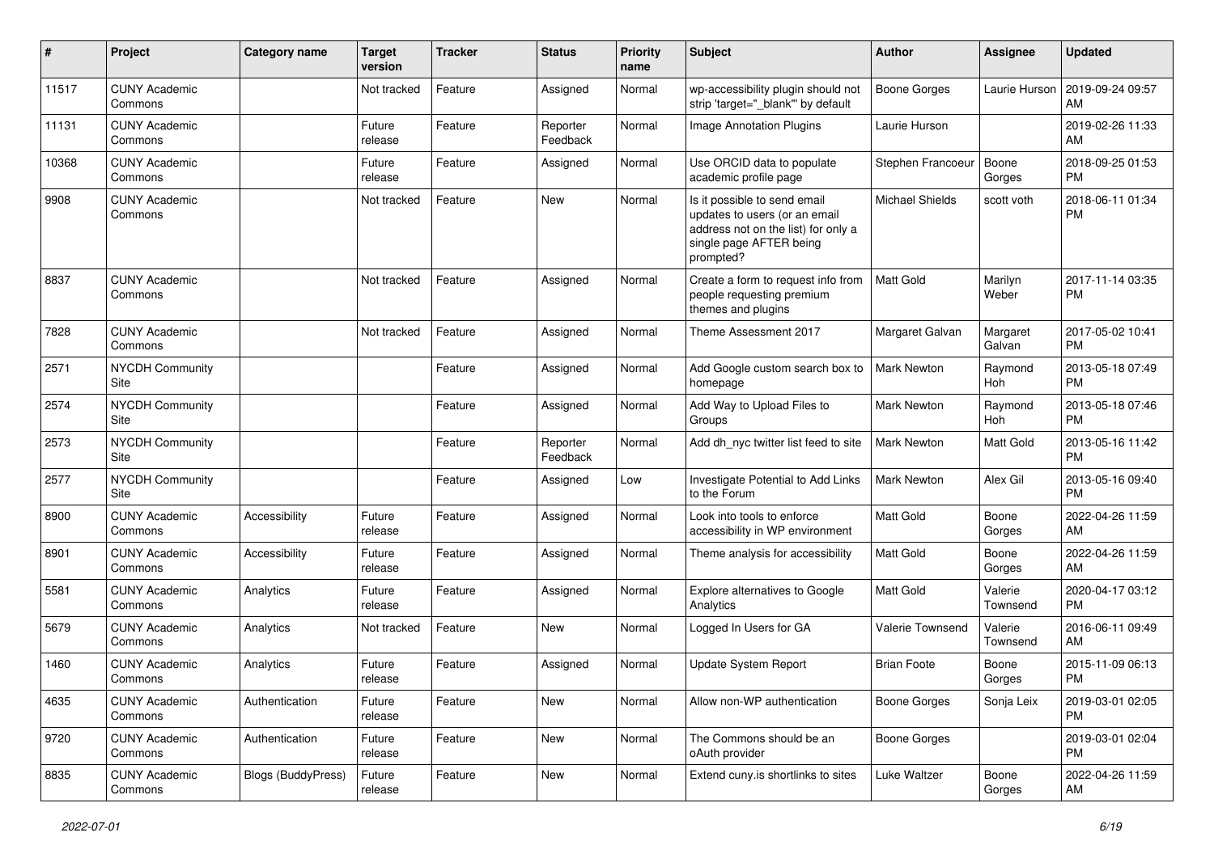| # | Project | Category name | Target version | Tracker | Status | Priority name | Subject | Author | Assignee | Updated |
|---|---|---|---|---|---|---|---|---|---|---|
| 11517 | CUNY Academic Commons | | Not tracked | Feature | Assigned | Normal | wp-accessibility plugin should not strip 'target="_blank"' by default | Boone Gorges | Laurie Hurson | 2019-09-24 09:57 AM |
| 11131 | CUNY Academic Commons | | Future release | Feature | Reporter Feedback | Normal | Image Annotation Plugins | Laurie Hurson | | 2019-02-26 11:33 AM |
| 10368 | CUNY Academic Commons | | Future release | Feature | Assigned | Normal | Use ORCID data to populate academic profile page | Stephen Francoeur | Boone Gorges | 2018-09-25 01:53 PM |
| 9908 | CUNY Academic Commons | | Not tracked | Feature | New | Normal | Is it possible to send email updates to users (or an email address not on the list) for only a single page AFTER being prompted? | Michael Shields | scott voth | 2018-06-11 01:34 PM |
| 8837 | CUNY Academic Commons | | Not tracked | Feature | Assigned | Normal | Create a form to request info from people requesting premium themes and plugins | Matt Gold | Marilyn Weber | 2017-11-14 03:35 PM |
| 7828 | CUNY Academic Commons | | Not tracked | Feature | Assigned | Normal | Theme Assessment 2017 | Margaret Galvan | Margaret Galvan | 2017-05-02 10:41 PM |
| 2571 | NYCDH Community Site | | | Feature | Assigned | Normal | Add Google custom search box to homepage | Mark Newton | Raymond Hoh | 2013-05-18 07:49 PM |
| 2574 | NYCDH Community Site | | | Feature | Assigned | Normal | Add Way to Upload Files to Groups | Mark Newton | Raymond Hoh | 2013-05-18 07:46 PM |
| 2573 | NYCDH Community Site | | | Feature | Reporter Feedback | Normal | Add dh_nyc twitter list feed to site | Mark Newton | Matt Gold | 2013-05-16 11:42 PM |
| 2577 | NYCDH Community Site | | | Feature | Assigned | Low | Investigate Potential to Add Links to the Forum | Mark Newton | Alex Gil | 2013-05-16 09:40 PM |
| 8900 | CUNY Academic Commons | Accessibility | Future release | Feature | Assigned | Normal | Look into tools to enforce accessibility in WP environment | Matt Gold | Boone Gorges | 2022-04-26 11:59 AM |
| 8901 | CUNY Academic Commons | Accessibility | Future release | Feature | Assigned | Normal | Theme analysis for accessibility | Matt Gold | Boone Gorges | 2022-04-26 11:59 AM |
| 5581 | CUNY Academic Commons | Analytics | Future release | Feature | Assigned | Normal | Explore alternatives to Google Analytics | Matt Gold | Valerie Townsend | 2020-04-17 03:12 PM |
| 5679 | CUNY Academic Commons | Analytics | Not tracked | Feature | New | Normal | Logged In Users for GA | Valerie Townsend | Valerie Townsend | 2016-06-11 09:49 AM |
| 1460 | CUNY Academic Commons | Analytics | Future release | Feature | Assigned | Normal | Update System Report | Brian Foote | Boone Gorges | 2015-11-09 06:13 PM |
| 4635 | CUNY Academic Commons | Authentication | Future release | Feature | New | Normal | Allow non-WP authentication | Boone Gorges | Sonja Leix | 2019-03-01 02:05 PM |
| 9720 | CUNY Academic Commons | Authentication | Future release | Feature | New | Normal | The Commons should be an oAuth provider | Boone Gorges | | 2019-03-01 02:04 PM |
| 8835 | CUNY Academic Commons | Blogs (BuddyPress) | Future release | Feature | New | Normal | Extend cuny.is shortlinks to sites | Luke Waltzer | Boone Gorges | 2022-04-26 11:59 AM |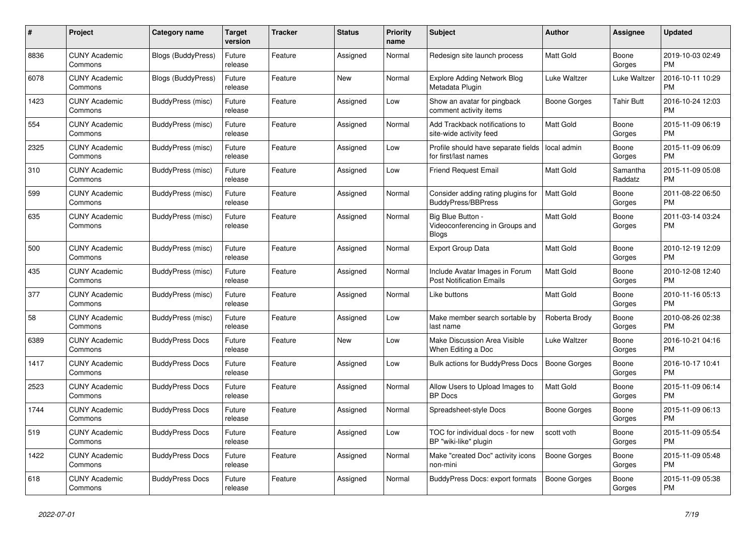| # | Project | Category name | Target version | Tracker | Status | Priority name | Subject | Author | Assignee | Updated |
|---|---|---|---|---|---|---|---|---|---|---|
| 8836 | CUNY Academic Commons | Blogs (BuddyPress) | Future release | Feature | Assigned | Normal | Redesign site launch process | Matt Gold | Boone Gorges | 2019-10-03 02:49 PM |
| 6078 | CUNY Academic Commons | Blogs (BuddyPress) | Future release | Feature | New | Normal | Explore Adding Network Blog Metadata Plugin | Luke Waltzer | Luke Waltzer | 2016-10-11 10:29 PM |
| 1423 | CUNY Academic Commons | BuddyPress (misc) | Future release | Feature | Assigned | Low | Show an avatar for pingback comment activity items | Boone Gorges | Tahir Butt | 2016-10-24 12:03 PM |
| 554 | CUNY Academic Commons | BuddyPress (misc) | Future release | Feature | Assigned | Normal | Add Trackback notifications to site-wide activity feed | Matt Gold | Boone Gorges | 2015-11-09 06:19 PM |
| 2325 | CUNY Academic Commons | BuddyPress (misc) | Future release | Feature | Assigned | Low | Profile should have separate fields for first/last names | local admin | Boone Gorges | 2015-11-09 06:09 PM |
| 310 | CUNY Academic Commons | BuddyPress (misc) | Future release | Feature | Assigned | Low | Friend Request Email | Matt Gold | Samantha Raddatz | 2015-11-09 05:08 PM |
| 599 | CUNY Academic Commons | BuddyPress (misc) | Future release | Feature | Assigned | Normal | Consider adding rating plugins for BuddyPress/BBPress | Matt Gold | Boone Gorges | 2011-08-22 06:50 PM |
| 635 | CUNY Academic Commons | BuddyPress (misc) | Future release | Feature | Assigned | Normal | Big Blue Button - Videoconferencing in Groups and Blogs | Matt Gold | Boone Gorges | 2011-03-14 03:24 PM |
| 500 | CUNY Academic Commons | BuddyPress (misc) | Future release | Feature | Assigned | Normal | Export Group Data | Matt Gold | Boone Gorges | 2010-12-19 12:09 PM |
| 435 | CUNY Academic Commons | BuddyPress (misc) | Future release | Feature | Assigned | Normal | Include Avatar Images in Forum Post Notification Emails | Matt Gold | Boone Gorges | 2010-12-08 12:40 PM |
| 377 | CUNY Academic Commons | BuddyPress (misc) | Future release | Feature | Assigned | Normal | Like buttons | Matt Gold | Boone Gorges | 2010-11-16 05:13 PM |
| 58 | CUNY Academic Commons | BuddyPress (misc) | Future release | Feature | Assigned | Low | Make member search sortable by last name | Roberta Brody | Boone Gorges | 2010-08-26 02:38 PM |
| 6389 | CUNY Academic Commons | BuddyPress Docs | Future release | Feature | New | Low | Make Discussion Area Visible When Editing a Doc | Luke Waltzer | Boone Gorges | 2016-10-21 04:16 PM |
| 1417 | CUNY Academic Commons | BuddyPress Docs | Future release | Feature | Assigned | Low | Bulk actions for BuddyPress Docs | Boone Gorges | Boone Gorges | 2016-10-17 10:41 PM |
| 2523 | CUNY Academic Commons | BuddyPress Docs | Future release | Feature | Assigned | Normal | Allow Users to Upload Images to BP Docs | Matt Gold | Boone Gorges | 2015-11-09 06:14 PM |
| 1744 | CUNY Academic Commons | BuddyPress Docs | Future release | Feature | Assigned | Normal | Spreadsheet-style Docs | Boone Gorges | Boone Gorges | 2015-11-09 06:13 PM |
| 519 | CUNY Academic Commons | BuddyPress Docs | Future release | Feature | Assigned | Low | TOC for individual docs - for new BP "wiki-like" plugin | scott voth | Boone Gorges | 2015-11-09 05:54 PM |
| 1422 | CUNY Academic Commons | BuddyPress Docs | Future release | Feature | Assigned | Normal | Make "created Doc" activity icons non-mini | Boone Gorges | Boone Gorges | 2015-11-09 05:48 PM |
| 618 | CUNY Academic Commons | BuddyPress Docs | Future release | Feature | Assigned | Normal | BuddyPress Docs: export formats | Boone Gorges | Boone Gorges | 2015-11-09 05:38 PM |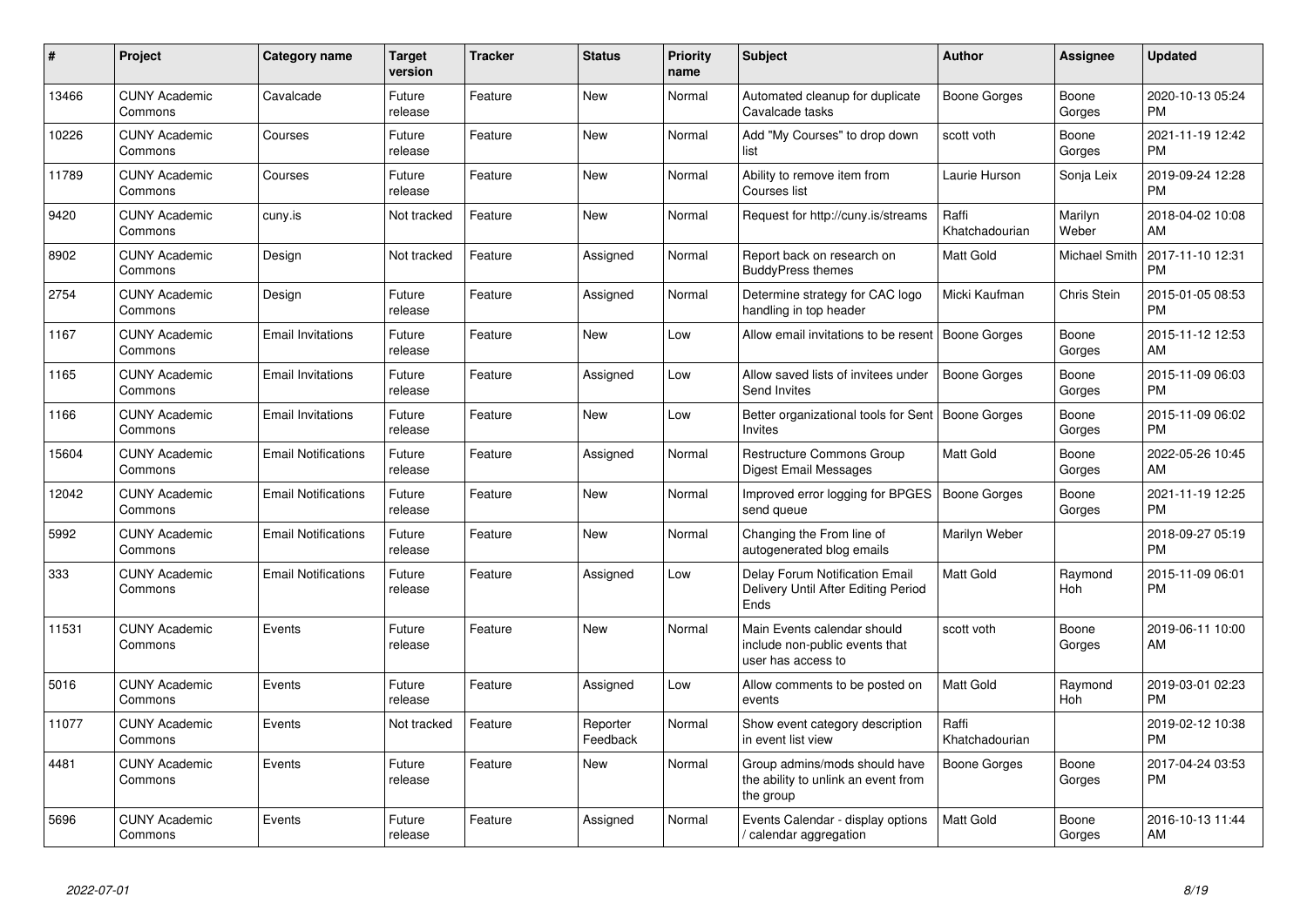| # | Project | Category name | Target version | Tracker | Status | Priority name | Subject | Author | Assignee | Updated |
|---|---|---|---|---|---|---|---|---|---|---|
| 13466 | CUNY Academic Commons | Cavalcade | Future release | Feature | New | Normal | Automated cleanup for duplicate Cavalcade tasks | Boone Gorges | Boone Gorges | 2020-10-13 05:24 PM |
| 10226 | CUNY Academic Commons | Courses | Future release | Feature | New | Normal | Add "My Courses" to drop down list | scott voth | Boone Gorges | 2021-11-19 12:42 PM |
| 11789 | CUNY Academic Commons | Courses | Future release | Feature | New | Normal | Ability to remove item from Courses list | Laurie Hurson | Sonja Leix | 2019-09-24 12:28 PM |
| 9420 | CUNY Academic Commons | cuny.is | Not tracked | Feature | New | Normal | Request for http://cuny.is/streams | Raffi Khatchadourian | Marilyn Weber | 2018-04-02 10:08 AM |
| 8902 | CUNY Academic Commons | Design | Not tracked | Feature | Assigned | Normal | Report back on research on BuddyPress themes | Matt Gold | Michael Smith | 2017-11-10 12:31 PM |
| 2754 | CUNY Academic Commons | Design | Future release | Feature | Assigned | Normal | Determine strategy for CAC logo handling in top header | Micki Kaufman | Chris Stein | 2015-01-05 08:53 PM |
| 1167 | CUNY Academic Commons | Email Invitations | Future release | Feature | New | Low | Allow email invitations to be resent | Boone Gorges | Boone Gorges | 2015-11-12 12:53 AM |
| 1165 | CUNY Academic Commons | Email Invitations | Future release | Feature | Assigned | Low | Allow saved lists of invitees under Send Invites | Boone Gorges | Boone Gorges | 2015-11-09 06:03 PM |
| 1166 | CUNY Academic Commons | Email Invitations | Future release | Feature | New | Low | Better organizational tools for Sent Invites | Boone Gorges | Boone Gorges | 2015-11-09 06:02 PM |
| 15604 | CUNY Academic Commons | Email Notifications | Future release | Feature | Assigned | Normal | Restructure Commons Group Digest Email Messages | Matt Gold | Boone Gorges | 2022-05-26 10:45 AM |
| 12042 | CUNY Academic Commons | Email Notifications | Future release | Feature | New | Normal | Improved error logging for BPGES send queue | Boone Gorges | Boone Gorges | 2021-11-19 12:25 PM |
| 5992 | CUNY Academic Commons | Email Notifications | Future release | Feature | New | Normal | Changing the From line of autogenerated blog emails | Marilyn Weber | | 2018-09-27 05:19 PM |
| 333 | CUNY Academic Commons | Email Notifications | Future release | Feature | Assigned | Low | Delay Forum Notification Email Delivery Until After Editing Period Ends | Matt Gold | Raymond Hoh | 2015-11-09 06:01 PM |
| 11531 | CUNY Academic Commons | Events | Future release | Feature | New | Normal | Main Events calendar should include non-public events that user has access to | scott voth | Boone Gorges | 2019-06-11 10:00 AM |
| 5016 | CUNY Academic Commons | Events | Future release | Feature | Assigned | Low | Allow comments to be posted on events | Matt Gold | Raymond Hoh | 2019-03-01 02:23 PM |
| 11077 | CUNY Academic Commons | Events | Not tracked | Feature | Reporter Feedback | Normal | Show event category description in event list view | Raffi Khatchadourian | | 2019-02-12 10:38 PM |
| 4481 | CUNY Academic Commons | Events | Future release | Feature | New | Normal | Group admins/mods should have the ability to unlink an event from the group | Boone Gorges | Boone Gorges | 2017-04-24 03:53 PM |
| 5696 | CUNY Academic Commons | Events | Future release | Feature | Assigned | Normal | Events Calendar - display options / calendar aggregation | Matt Gold | Boone Gorges | 2016-10-13 11:44 AM |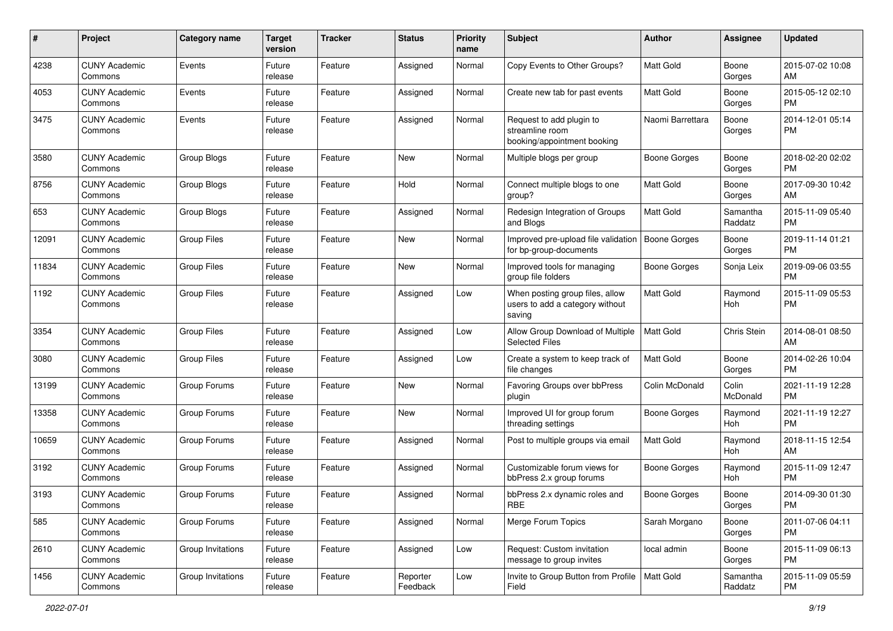| # | Project | Category name | Target version | Tracker | Status | Priority name | Subject | Author | Assignee | Updated |
|---|---|---|---|---|---|---|---|---|---|---|
| 4238 | CUNY Academic Commons | Events | Future release | Feature | Assigned | Normal | Copy Events to Other Groups? | Matt Gold | Boone Gorges | 2015-07-02 10:08 AM |
| 4053 | CUNY Academic Commons | Events | Future release | Feature | Assigned | Normal | Create new tab for past events | Matt Gold | Boone Gorges | 2015-05-12 02:10 PM |
| 3475 | CUNY Academic Commons | Events | Future release | Feature | Assigned | Normal | Request to add plugin to streamline room booking/appointment booking | Naomi Barrettara | Boone Gorges | 2014-12-01 05:14 PM |
| 3580 | CUNY Academic Commons | Group Blogs | Future release | Feature | New | Normal | Multiple blogs per group | Boone Gorges | Boone Gorges | 2018-02-20 02:02 PM |
| 8756 | CUNY Academic Commons | Group Blogs | Future release | Feature | Hold | Normal | Connect multiple blogs to one group? | Matt Gold | Boone Gorges | 2017-09-30 10:42 AM |
| 653 | CUNY Academic Commons | Group Blogs | Future release | Feature | Assigned | Normal | Redesign Integration of Groups and Blogs | Matt Gold | Samantha Raddatz | 2015-11-09 05:40 PM |
| 12091 | CUNY Academic Commons | Group Files | Future release | Feature | New | Normal | Improved pre-upload file validation for bp-group-documents | Boone Gorges | Boone Gorges | 2019-11-14 01:21 PM |
| 11834 | CUNY Academic Commons | Group Files | Future release | Feature | New | Normal | Improved tools for managing group file folders | Boone Gorges | Sonja Leix | 2019-09-06 03:55 PM |
| 1192 | CUNY Academic Commons | Group Files | Future release | Feature | Assigned | Low | When posting group files, allow users to add a category without saving | Matt Gold | Raymond Hoh | 2015-11-09 05:53 PM |
| 3354 | CUNY Academic Commons | Group Files | Future release | Feature | Assigned | Low | Allow Group Download of Multiple Selected Files | Matt Gold | Chris Stein | 2014-08-01 08:50 AM |
| 3080 | CUNY Academic Commons | Group Files | Future release | Feature | Assigned | Low | Create a system to keep track of file changes | Matt Gold | Boone Gorges | 2014-02-26 10:04 PM |
| 13199 | CUNY Academic Commons | Group Forums | Future release | Feature | New | Normal | Favoring Groups over bbPress plugin | Colin McDonald | Colin McDonald | 2021-11-19 12:28 PM |
| 13358 | CUNY Academic Commons | Group Forums | Future release | Feature | New | Normal | Improved UI for group forum threading settings | Boone Gorges | Raymond Hoh | 2021-11-19 12:27 PM |
| 10659 | CUNY Academic Commons | Group Forums | Future release | Feature | Assigned | Normal | Post to multiple groups via email | Matt Gold | Raymond Hoh | 2018-11-15 12:54 AM |
| 3192 | CUNY Academic Commons | Group Forums | Future release | Feature | Assigned | Normal | Customizable forum views for bbPress 2.x group forums | Boone Gorges | Raymond Hoh | 2015-11-09 12:47 PM |
| 3193 | CUNY Academic Commons | Group Forums | Future release | Feature | Assigned | Normal | bbPress 2.x dynamic roles and RBE | Boone Gorges | Boone Gorges | 2014-09-30 01:30 PM |
| 585 | CUNY Academic Commons | Group Forums | Future release | Feature | Assigned | Normal | Merge Forum Topics | Sarah Morgano | Boone Gorges | 2011-07-06 04:11 PM |
| 2610 | CUNY Academic Commons | Group Invitations | Future release | Feature | Assigned | Low | Request: Custom invitation message to group invites | local admin | Boone Gorges | 2015-11-09 06:13 PM |
| 1456 | CUNY Academic Commons | Group Invitations | Future release | Feature | Reporter Feedback | Low | Invite to Group Button from Profile Field | Matt Gold | Samantha Raddatz | 2015-11-09 05:59 PM |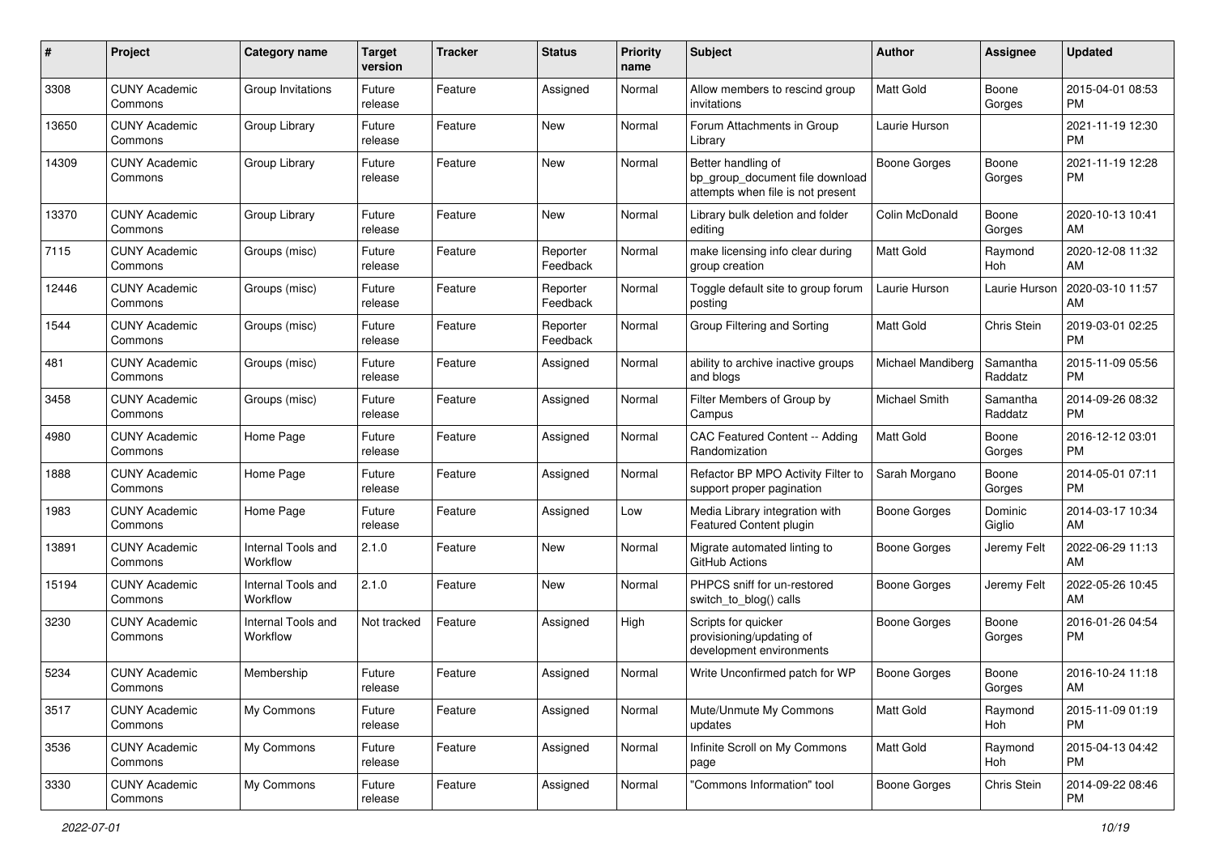| # | Project | Category name | Target version | Tracker | Status | Priority name | Subject | Author | Assignee | Updated |
|---|---|---|---|---|---|---|---|---|---|---|
| 3308 | CUNY Academic Commons | Group Invitations | Future release | Feature | Assigned | Normal | Allow members to rescind group invitations | Matt Gold | Boone Gorges | 2015-04-01 08:53 PM |
| 13650 | CUNY Academic Commons | Group Library | Future release | Feature | New | Normal | Forum Attachments in Group Library | Laurie Hurson | | 2021-11-19 12:30 PM |
| 14309 | CUNY Academic Commons | Group Library | Future release | Feature | New | Normal | Better handling of bp_group_document file download attempts when file is not present | Boone Gorges | Boone Gorges | 2021-11-19 12:28 PM |
| 13370 | CUNY Academic Commons | Group Library | Future release | Feature | New | Normal | Library bulk deletion and folder editing | Colin McDonald | Boone Gorges | 2020-10-13 10:41 AM |
| 7115 | CUNY Academic Commons | Groups (misc) | Future release | Feature | Reporter Feedback | Normal | make licensing info clear during group creation | Matt Gold | Raymond Hoh | 2020-12-08 11:32 AM |
| 12446 | CUNY Academic Commons | Groups (misc) | Future release | Feature | Reporter Feedback | Normal | Toggle default site to group forum posting | Laurie Hurson | Laurie Hurson | 2020-03-10 11:57 AM |
| 1544 | CUNY Academic Commons | Groups (misc) | Future release | Feature | Reporter Feedback | Normal | Group Filtering and Sorting | Matt Gold | Chris Stein | 2019-03-01 02:25 PM |
| 481 | CUNY Academic Commons | Groups (misc) | Future release | Feature | Assigned | Normal | ability to archive inactive groups and blogs | Michael Mandiberg | Samantha Raddatz | 2015-11-09 05:56 PM |
| 3458 | CUNY Academic Commons | Groups (misc) | Future release | Feature | Assigned | Normal | Filter Members of Group by Campus | Michael Smith | Samantha Raddatz | 2014-09-26 08:32 PM |
| 4980 | CUNY Academic Commons | Home Page | Future release | Feature | Assigned | Normal | CAC Featured Content -- Adding Randomization | Matt Gold | Boone Gorges | 2016-12-12 03:01 PM |
| 1888 | CUNY Academic Commons | Home Page | Future release | Feature | Assigned | Normal | Refactor BP MPO Activity Filter to support proper pagination | Sarah Morgano | Boone Gorges | 2014-05-01 07:11 PM |
| 1983 | CUNY Academic Commons | Home Page | Future release | Feature | Assigned | Low | Media Library integration with Featured Content plugin | Boone Gorges | Dominic Giglio | 2014-03-17 10:34 AM |
| 13891 | CUNY Academic Commons | Internal Tools and Workflow | 2.1.0 | Feature | New | Normal | Migrate automated linting to GitHub Actions | Boone Gorges | Jeremy Felt | 2022-06-29 11:13 AM |
| 15194 | CUNY Academic Commons | Internal Tools and Workflow | 2.1.0 | Feature | New | Normal | PHPCS sniff for un-restored switch_to_blog() calls | Boone Gorges | Jeremy Felt | 2022-05-26 10:45 AM |
| 3230 | CUNY Academic Commons | Internal Tools and Workflow | Not tracked | Feature | Assigned | High | Scripts for quicker provisioning/updating of development environments | Boone Gorges | Boone Gorges | 2016-01-26 04:54 PM |
| 5234 | CUNY Academic Commons | Membership | Future release | Feature | Assigned | Normal | Write Unconfirmed patch for WP | Boone Gorges | Boone Gorges | 2016-10-24 11:18 AM |
| 3517 | CUNY Academic Commons | My Commons | Future release | Feature | Assigned | Normal | Mute/Unmute My Commons updates | Matt Gold | Raymond Hoh | 2015-11-09 01:19 PM |
| 3536 | CUNY Academic Commons | My Commons | Future release | Feature | Assigned | Normal | Infinite Scroll on My Commons page | Matt Gold | Raymond Hoh | 2015-04-13 04:42 PM |
| 3330 | CUNY Academic Commons | My Commons | Future release | Feature | Assigned | Normal | "Commons Information" tool | Boone Gorges | Chris Stein | 2014-09-22 08:46 PM |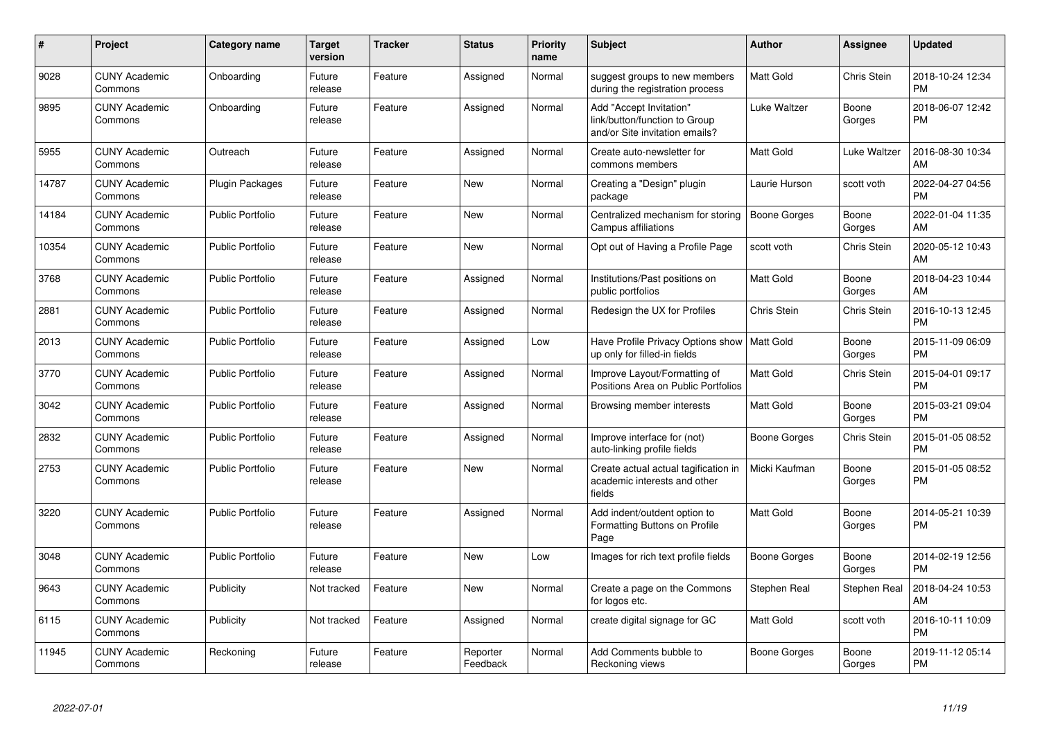| # | Project | Category name | Target version | Tracker | Status | Priority name | Subject | Author | Assignee | Updated |
|---|---|---|---|---|---|---|---|---|---|---|
| 9028 | CUNY Academic Commons | Onboarding | Future release | Feature | Assigned | Normal | suggest groups to new members during the registration process | Matt Gold | Chris Stein | 2018-10-24 12:34 PM |
| 9895 | CUNY Academic Commons | Onboarding | Future release | Feature | Assigned | Normal | Add "Accept Invitation" link/button/function to Group and/or Site invitation emails? | Luke Waltzer | Boone Gorges | 2018-06-07 12:42 PM |
| 5955 | CUNY Academic Commons | Outreach | Future release | Feature | Assigned | Normal | Create auto-newsletter for commons members | Matt Gold | Luke Waltzer | 2016-08-30 10:34 AM |
| 14787 | CUNY Academic Commons | Plugin Packages | Future release | Feature | New | Normal | Creating a "Design" plugin package | Laurie Hurson | scott voth | 2022-04-27 04:56 PM |
| 14184 | CUNY Academic Commons | Public Portfolio | Future release | Feature | New | Normal | Centralized mechanism for storing Campus affiliations | Boone Gorges | Boone Gorges | 2022-01-04 11:35 AM |
| 10354 | CUNY Academic Commons | Public Portfolio | Future release | Feature | New | Normal | Opt out of Having a Profile Page | scott voth | Chris Stein | 2020-05-12 10:43 AM |
| 3768 | CUNY Academic Commons | Public Portfolio | Future release | Feature | Assigned | Normal | Institutions/Past positions on public portfolios | Matt Gold | Boone Gorges | 2018-04-23 10:44 AM |
| 2881 | CUNY Academic Commons | Public Portfolio | Future release | Feature | Assigned | Normal | Redesign the UX for Profiles | Chris Stein | Chris Stein | 2016-10-13 12:45 PM |
| 2013 | CUNY Academic Commons | Public Portfolio | Future release | Feature | Assigned | Low | Have Profile Privacy Options show up only for filled-in fields | Matt Gold | Boone Gorges | 2015-11-09 06:09 PM |
| 3770 | CUNY Academic Commons | Public Portfolio | Future release | Feature | Assigned | Normal | Improve Layout/Formatting of Positions Area on Public Portfolios | Matt Gold | Chris Stein | 2015-04-01 09:17 PM |
| 3042 | CUNY Academic Commons | Public Portfolio | Future release | Feature | Assigned | Normal | Browsing member interests | Matt Gold | Boone Gorges | 2015-03-21 09:04 PM |
| 2832 | CUNY Academic Commons | Public Portfolio | Future release | Feature | Assigned | Normal | Improve interface for (not) auto-linking profile fields | Boone Gorges | Chris Stein | 2015-01-05 08:52 PM |
| 2753 | CUNY Academic Commons | Public Portfolio | Future release | Feature | New | Normal | Create actual actual tagification in academic interests and other fields | Micki Kaufman | Boone Gorges | 2015-01-05 08:52 PM |
| 3220 | CUNY Academic Commons | Public Portfolio | Future release | Feature | Assigned | Normal | Add indent/outdent option to Formatting Buttons on Profile Page | Matt Gold | Boone Gorges | 2014-05-21 10:39 PM |
| 3048 | CUNY Academic Commons | Public Portfolio | Future release | Feature | New | Low | Images for rich text profile fields | Boone Gorges | Boone Gorges | 2014-02-19 12:56 PM |
| 9643 | CUNY Academic Commons | Publicity | Not tracked | Feature | New | Normal | Create a page on the Commons for logos etc. | Stephen Real | Stephen Real | 2018-04-24 10:53 AM |
| 6115 | CUNY Academic Commons | Publicity | Not tracked | Feature | Assigned | Normal | create digital signage for GC | Matt Gold | scott voth | 2016-10-11 10:09 PM |
| 11945 | CUNY Academic Commons | Reckoning | Future release | Feature | Reporter Feedback | Normal | Add Comments bubble to Reckoning views | Boone Gorges | Boone Gorges | 2019-11-12 05:14 PM |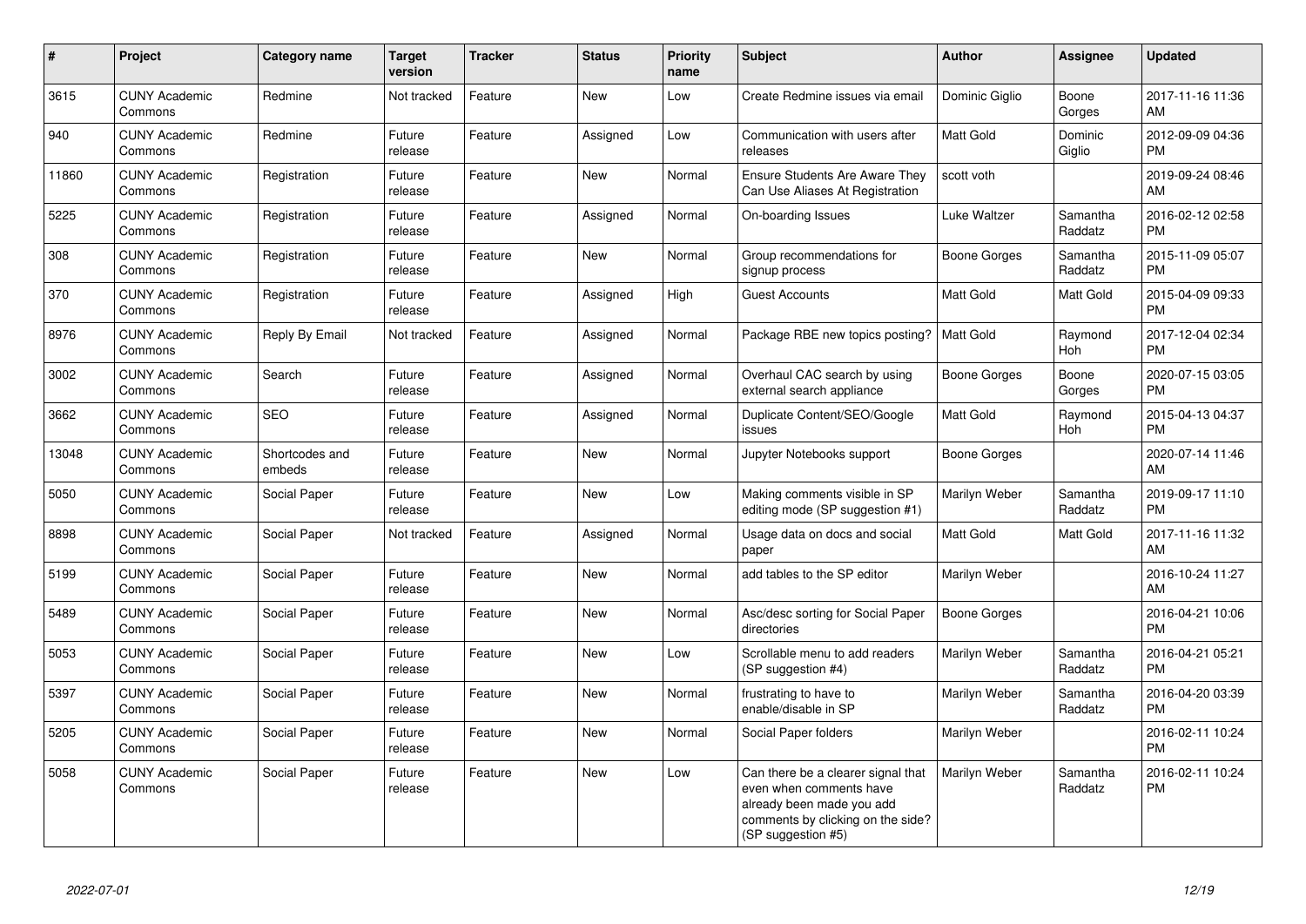| # | Project | Category name | Target version | Tracker | Status | Priority name | Subject | Author | Assignee | Updated |
|---|---|---|---|---|---|---|---|---|---|---|
| 3615 | CUNY Academic Commons | Redmine | Not tracked | Feature | New | Low | Create Redmine issues via email | Dominic Giglio | Boone Gorges | 2017-11-16 11:36 AM |
| 940 | CUNY Academic Commons | Redmine | Future release | Feature | Assigned | Low | Communication with users after releases | Matt Gold | Dominic Giglio | 2012-09-09 04:36 PM |
| 11860 | CUNY Academic Commons | Registration | Future release | Feature | New | Normal | Ensure Students Are Aware They Can Use Aliases At Registration | scott voth | | 2019-09-24 08:46 AM |
| 5225 | CUNY Academic Commons | Registration | Future release | Feature | Assigned | Normal | On-boarding Issues | Luke Waltzer | Samantha Raddatz | 2016-02-12 02:58 PM |
| 308 | CUNY Academic Commons | Registration | Future release | Feature | New | Normal | Group recommendations for signup process | Boone Gorges | Samantha Raddatz | 2015-11-09 05:07 PM |
| 370 | CUNY Academic Commons | Registration | Future release | Feature | Assigned | High | Guest Accounts | Matt Gold | Matt Gold | 2015-04-09 09:33 PM |
| 8976 | CUNY Academic Commons | Reply By Email | Not tracked | Feature | Assigned | Normal | Package RBE new topics posting? | Matt Gold | Raymond Hoh | 2017-12-04 02:34 PM |
| 3002 | CUNY Academic Commons | Search | Future release | Feature | Assigned | Normal | Overhaul CAC search by using external search appliance | Boone Gorges | Boone Gorges | 2020-07-15 03:05 PM |
| 3662 | CUNY Academic Commons | SEO | Future release | Feature | Assigned | Normal | Duplicate Content/SEO/Google issues | Matt Gold | Raymond Hoh | 2015-04-13 04:37 PM |
| 13048 | CUNY Academic Commons | Shortcodes and embeds | Future release | Feature | New | Normal | Jupyter Notebooks support | Boone Gorges | | 2020-07-14 11:46 AM |
| 5050 | CUNY Academic Commons | Social Paper | Future release | Feature | New | Low | Making comments visible in SP editing mode (SP suggestion #1) | Marilyn Weber | Samantha Raddatz | 2019-09-17 11:10 PM |
| 8898 | CUNY Academic Commons | Social Paper | Not tracked | Feature | Assigned | Normal | Usage data on docs and social paper | Matt Gold | Matt Gold | 2017-11-16 11:32 AM |
| 5199 | CUNY Academic Commons | Social Paper | Future release | Feature | New | Normal | add tables to the SP editor | Marilyn Weber | | 2016-10-24 11:27 AM |
| 5489 | CUNY Academic Commons | Social Paper | Future release | Feature | New | Normal | Asc/desc sorting for Social Paper directories | Boone Gorges | | 2016-04-21 10:06 PM |
| 5053 | CUNY Academic Commons | Social Paper | Future release | Feature | New | Low | Scrollable menu to add readers (SP suggestion #4) | Marilyn Weber | Samantha Raddatz | 2016-04-21 05:21 PM |
| 5397 | CUNY Academic Commons | Social Paper | Future release | Feature | New | Normal | frustrating to have to enable/disable in SP | Marilyn Weber | Samantha Raddatz | 2016-04-20 03:39 PM |
| 5205 | CUNY Academic Commons | Social Paper | Future release | Feature | New | Normal | Social Paper folders | Marilyn Weber | | 2016-02-11 10:24 PM |
| 5058 | CUNY Academic Commons | Social Paper | Future release | Feature | New | Low | Can there be a clearer signal that even when comments have already been made you add comments by clicking on the side? (SP suggestion #5) | Marilyn Weber | Samantha Raddatz | 2016-02-11 10:24 PM |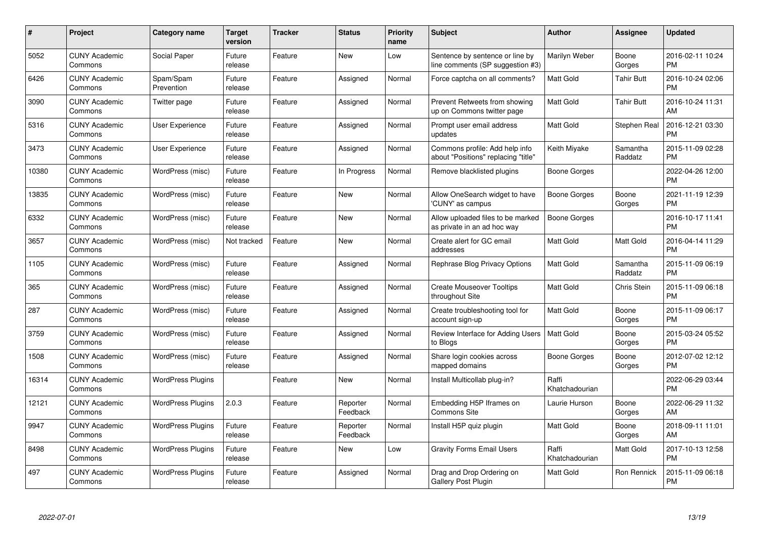| # | Project | Category name | Target version | Tracker | Status | Priority name | Subject | Author | Assignee | Updated |
|---|---|---|---|---|---|---|---|---|---|---|
| 5052 | CUNY Academic Commons | Social Paper | Future release | Feature | New | Low | Sentence by sentence or line by line comments (SP suggestion #3) | Marilyn Weber | Boone Gorges | 2016-02-11 10:24 PM |
| 6426 | CUNY Academic Commons | Spam/Spam Prevention | Future release | Feature | Assigned | Normal | Force captcha on all comments? | Matt Gold | Tahir Butt | 2016-10-24 02:06 PM |
| 3090 | CUNY Academic Commons | Twitter page | Future release | Feature | Assigned | Normal | Prevent Retweets from showing up on Commons twitter page | Matt Gold | Tahir Butt | 2016-10-24 11:31 AM |
| 5316 | CUNY Academic Commons | User Experience | Future release | Feature | Assigned | Normal | Prompt user email address updates | Matt Gold | Stephen Real | 2016-12-21 03:30 PM |
| 3473 | CUNY Academic Commons | User Experience | Future release | Feature | Assigned | Normal | Commons profile: Add help info about "Positions" replacing "title" | Keith Miyake | Samantha Raddatz | 2015-11-09 02:28 PM |
| 10380 | CUNY Academic Commons | WordPress (misc) | Future release | Feature | In Progress | Normal | Remove blacklisted plugins | Boone Gorges | | 2022-04-26 12:00 PM |
| 13835 | CUNY Academic Commons | WordPress (misc) | Future release | Feature | New | Normal | Allow OneSearch widget to have 'CUNY' as campus | Boone Gorges | Boone Gorges | 2021-11-19 12:39 PM |
| 6332 | CUNY Academic Commons | WordPress (misc) | Future release | Feature | New | Normal | Allow uploaded files to be marked as private in an ad hoc way | Boone Gorges | | 2016-10-17 11:41 PM |
| 3657 | CUNY Academic Commons | WordPress (misc) | Not tracked | Feature | New | Normal | Create alert for GC email addresses | Matt Gold | Matt Gold | 2016-04-14 11:29 PM |
| 1105 | CUNY Academic Commons | WordPress (misc) | Future release | Feature | Assigned | Normal | Rephrase Blog Privacy Options | Matt Gold | Samantha Raddatz | 2015-11-09 06:19 PM |
| 365 | CUNY Academic Commons | WordPress (misc) | Future release | Feature | Assigned | Normal | Create Mouseover Tooltips throughout Site | Matt Gold | Chris Stein | 2015-11-09 06:18 PM |
| 287 | CUNY Academic Commons | WordPress (misc) | Future release | Feature | Assigned | Normal | Create troubleshooting tool for account sign-up | Matt Gold | Boone Gorges | 2015-11-09 06:17 PM |
| 3759 | CUNY Academic Commons | WordPress (misc) | Future release | Feature | Assigned | Normal | Review Interface for Adding Users to Blogs | Matt Gold | Boone Gorges | 2015-03-24 05:52 PM |
| 1508 | CUNY Academic Commons | WordPress (misc) | Future release | Feature | Assigned | Normal | Share login cookies across mapped domains | Boone Gorges | Boone Gorges | 2012-07-02 12:12 PM |
| 16314 | CUNY Academic Commons | WordPress Plugins | | Feature | New | Normal | Install Multicollab plug-in? | Raffi Khatchadourian | | 2022-06-29 03:44 PM |
| 12121 | CUNY Academic Commons | WordPress Plugins | 2.0.3 | Feature | Reporter Feedback | Normal | Embedding H5P Iframes on Commons Site | Laurie Hurson | Boone Gorges | 2022-06-29 11:32 AM |
| 9947 | CUNY Academic Commons | WordPress Plugins | Future release | Feature | Reporter Feedback | Normal | Install H5P quiz plugin | Matt Gold | Boone Gorges | 2018-09-11 11:01 AM |
| 8498 | CUNY Academic Commons | WordPress Plugins | Future release | Feature | New | Low | Gravity Forms Email Users | Raffi Khatchadourian | Matt Gold | 2017-10-13 12:58 PM |
| 497 | CUNY Academic Commons | WordPress Plugins | Future release | Feature | Assigned | Normal | Drag and Drop Ordering on Gallery Post Plugin | Matt Gold | Ron Rennick | 2015-11-09 06:18 PM |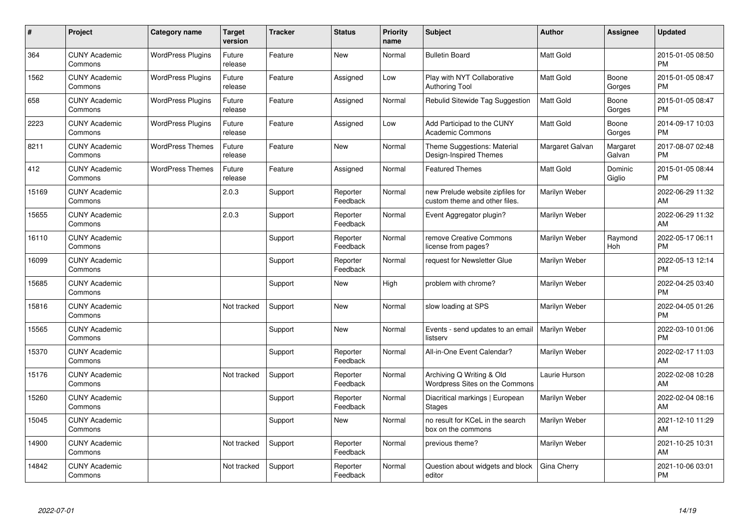| # | Project | Category name | Target version | Tracker | Status | Priority name | Subject | Author | Assignee | Updated |
|---|---|---|---|---|---|---|---|---|---|---|
| 364 | CUNY Academic Commons | WordPress Plugins | Future release | Feature | New | Normal | Bulletin Board | Matt Gold | | 2015-01-05 08:50 PM |
| 1562 | CUNY Academic Commons | WordPress Plugins | Future release | Feature | Assigned | Low | Play with NYT Collaborative Authoring Tool | Matt Gold | Boone Gorges | 2015-01-05 08:47 PM |
| 658 | CUNY Academic Commons | WordPress Plugins | Future release | Feature | Assigned | Normal | Rebulid Sitewide Tag Suggestion | Matt Gold | Boone Gorges | 2015-01-05 08:47 PM |
| 2223 | CUNY Academic Commons | WordPress Plugins | Future release | Feature | Assigned | Low | Add Participad to the CUNY Academic Commons | Matt Gold | Boone Gorges | 2014-09-17 10:03 PM |
| 8211 | CUNY Academic Commons | WordPress Themes | Future release | Feature | New | Normal | Theme Suggestions: Material Design-Inspired Themes | Margaret Galvan | Margaret Galvan | 2017-08-07 02:48 PM |
| 412 | CUNY Academic Commons | WordPress Themes | Future release | Feature | Assigned | Normal | Featured Themes | Matt Gold | Dominic Giglio | 2015-01-05 08:44 PM |
| 15169 | CUNY Academic Commons | | 2.0.3 | Support | Reporter Feedback | Normal | new Prelude website zipfiles for custom theme and other files. | Marilyn Weber | | 2022-06-29 11:32 AM |
| 15655 | CUNY Academic Commons | | 2.0.3 | Support | Reporter Feedback | Normal | Event Aggregator plugin? | Marilyn Weber | | 2022-06-29 11:32 AM |
| 16110 | CUNY Academic Commons | | | Support | Reporter Feedback | Normal | remove Creative Commons license from pages? | Marilyn Weber | Raymond Hoh | 2022-05-17 06:11 PM |
| 16099 | CUNY Academic Commons | | | Support | Reporter Feedback | Normal | request for Newsletter Glue | Marilyn Weber | | 2022-05-13 12:14 PM |
| 15685 | CUNY Academic Commons | | | Support | New | High | problem with chrome? | Marilyn Weber | | 2022-04-25 03:40 PM |
| 15816 | CUNY Academic Commons | | Not tracked | Support | New | Normal | slow loading at SPS | Marilyn Weber | | 2022-04-05 01:26 PM |
| 15565 | CUNY Academic Commons | | | Support | New | Normal | Events - send updates to an email listserv | Marilyn Weber | | 2022-03-10 01:06 PM |
| 15370 | CUNY Academic Commons | | | Support | Reporter Feedback | Normal | All-in-One Event Calendar? | Marilyn Weber | | 2022-02-17 11:03 AM |
| 15176 | CUNY Academic Commons | | Not tracked | Support | Reporter Feedback | Normal | Archiving Q Writing & Old Wordpress Sites on the Commons | Laurie Hurson | | 2022-02-08 10:28 AM |
| 15260 | CUNY Academic Commons | | | Support | Reporter Feedback | Normal | Diacritical markings \| European Stages | Marilyn Weber | | 2022-02-04 08:16 AM |
| 15045 | CUNY Academic Commons | | | Support | New | Normal | no result for KCeL in the search box on the commons | Marilyn Weber | | 2021-12-10 11:29 AM |
| 14900 | CUNY Academic Commons | | Not tracked | Support | Reporter Feedback | Normal | previous theme? | Marilyn Weber | | 2021-10-25 10:31 AM |
| 14842 | CUNY Academic Commons | | Not tracked | Support | Reporter Feedback | Normal | Question about widgets and block editor | Gina Cherry | | 2021-10-06 03:01 PM |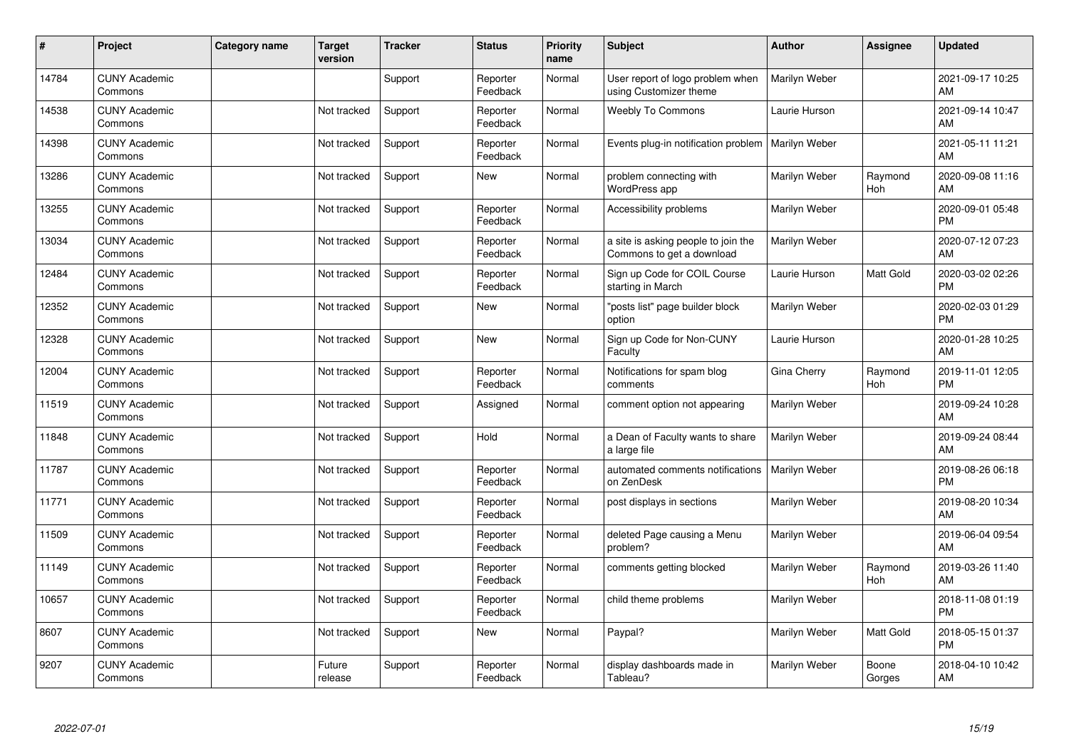| # | Project | Category name | Target version | Tracker | Status | Priority name | Subject | Author | Assignee | Updated |
|---|---|---|---|---|---|---|---|---|---|---|
| 14784 | CUNY Academic Commons | | | Support | Reporter Feedback | Normal | User report of logo problem when using Customizer theme | Marilyn Weber | | 2021-09-17 10:25 AM |
| 14538 | CUNY Academic Commons | | Not tracked | Support | Reporter Feedback | Normal | Weebly To Commons | Laurie Hurson | | 2021-09-14 10:47 AM |
| 14398 | CUNY Academic Commons | | Not tracked | Support | Reporter Feedback | Normal | Events plug-in notification problem | Marilyn Weber | | 2021-05-11 11:21 AM |
| 13286 | CUNY Academic Commons | | Not tracked | Support | New | Normal | problem connecting with WordPress app | Marilyn Weber | Raymond Hoh | 2020-09-08 11:16 AM |
| 13255 | CUNY Academic Commons | | Not tracked | Support | Reporter Feedback | Normal | Accessibility problems | Marilyn Weber | | 2020-09-01 05:48 PM |
| 13034 | CUNY Academic Commons | | Not tracked | Support | Reporter Feedback | Normal | a site is asking people to join the Commons to get a download | Marilyn Weber | | 2020-07-12 07:23 AM |
| 12484 | CUNY Academic Commons | | Not tracked | Support | Reporter Feedback | Normal | Sign up Code for COIL Course starting in March | Laurie Hurson | Matt Gold | 2020-03-02 02:26 PM |
| 12352 | CUNY Academic Commons | | Not tracked | Support | New | Normal | "posts list" page builder block option | Marilyn Weber | | 2020-02-03 01:29 PM |
| 12328 | CUNY Academic Commons | | Not tracked | Support | New | Normal | Sign up Code for Non-CUNY Faculty | Laurie Hurson | | 2020-01-28 10:25 AM |
| 12004 | CUNY Academic Commons | | Not tracked | Support | Reporter Feedback | Normal | Notifications for spam blog comments | Gina Cherry | Raymond Hoh | 2019-11-01 12:05 PM |
| 11519 | CUNY Academic Commons | | Not tracked | Support | Assigned | Normal | comment option not appearing | Marilyn Weber | | 2019-09-24 10:28 AM |
| 11848 | CUNY Academic Commons | | Not tracked | Support | Hold | Normal | a Dean of Faculty wants to share a large file | Marilyn Weber | | 2019-09-24 08:44 AM |
| 11787 | CUNY Academic Commons | | Not tracked | Support | Reporter Feedback | Normal | automated comments notifications on ZenDesk | Marilyn Weber | | 2019-08-26 06:18 PM |
| 11771 | CUNY Academic Commons | | Not tracked | Support | Reporter Feedback | Normal | post displays in sections | Marilyn Weber | | 2019-08-20 10:34 AM |
| 11509 | CUNY Academic Commons | | Not tracked | Support | Reporter Feedback | Normal | deleted Page causing a Menu problem? | Marilyn Weber | | 2019-06-04 09:54 AM |
| 11149 | CUNY Academic Commons | | Not tracked | Support | Reporter Feedback | Normal | comments getting blocked | Marilyn Weber | Raymond Hoh | 2019-03-26 11:40 AM |
| 10657 | CUNY Academic Commons | | Not tracked | Support | Reporter Feedback | Normal | child theme problems | Marilyn Weber | | 2018-11-08 01:19 PM |
| 8607 | CUNY Academic Commons | | Not tracked | Support | New | Normal | Paypal? | Marilyn Weber | Matt Gold | 2018-05-15 01:37 PM |
| 9207 | CUNY Academic Commons | | Future release | Support | Reporter Feedback | Normal | display dashboards made in Tableau? | Marilyn Weber | Boone Gorges | 2018-04-10 10:42 AM |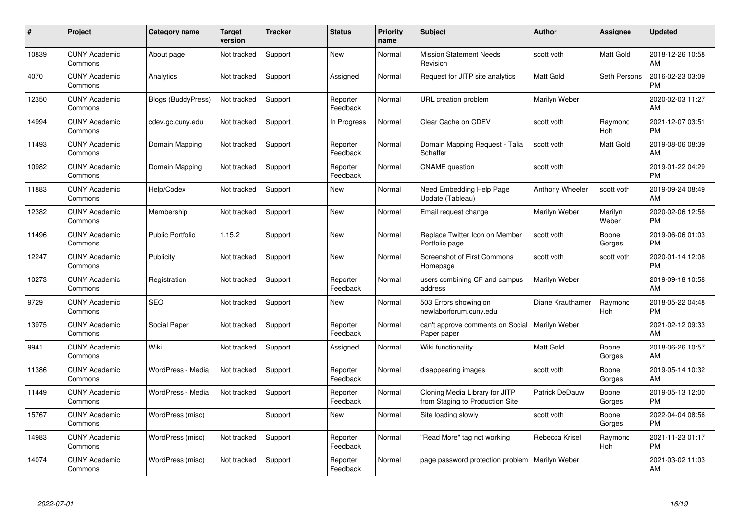| # | Project | Category name | Target version | Tracker | Status | Priority name | Subject | Author | Assignee | Updated |
|---|---|---|---|---|---|---|---|---|---|---|
| 10839 | CUNY Academic Commons | About page | Not tracked | Support | New | Normal | Mission Statement Needs Revision | scott voth | Matt Gold | 2018-12-26 10:58 AM |
| 4070 | CUNY Academic Commons | Analytics | Not tracked | Support | Assigned | Normal | Request for JITP site analytics | Matt Gold | Seth Persons | 2016-02-23 03:09 PM |
| 12350 | CUNY Academic Commons | Blogs (BuddyPress) | Not tracked | Support | Reporter Feedback | Normal | URL creation problem | Marilyn Weber | | 2020-02-03 11:27 AM |
| 14994 | CUNY Academic Commons | cdev.gc.cuny.edu | Not tracked | Support | In Progress | Normal | Clear Cache on CDEV | scott voth | Raymond Hoh | 2021-12-07 03:51 PM |
| 11493 | CUNY Academic Commons | Domain Mapping | Not tracked | Support | Reporter Feedback | Normal | Domain Mapping Request - Talia Schaffer | scott voth | Matt Gold | 2019-08-06 08:39 AM |
| 10982 | CUNY Academic Commons | Domain Mapping | Not tracked | Support | Reporter Feedback | Normal | CNAME question | scott voth | | 2019-01-22 04:29 PM |
| 11883 | CUNY Academic Commons | Help/Codex | Not tracked | Support | New | Normal | Need Embedding Help Page Update (Tableau) | Anthony Wheeler | scott voth | 2019-09-24 08:49 AM |
| 12382 | CUNY Academic Commons | Membership | Not tracked | Support | New | Normal | Email request change | Marilyn Weber | Marilyn Weber | 2020-02-06 12:56 PM |
| 11496 | CUNY Academic Commons | Public Portfolio | 1.15.2 | Support | New | Normal | Replace Twitter Icon on Member Portfolio page | scott voth | Boone Gorges | 2019-06-06 01:03 PM |
| 12247 | CUNY Academic Commons | Publicity | Not tracked | Support | New | Normal | Screenshot of First Commons Homepage | scott voth | scott voth | 2020-01-14 12:08 PM |
| 10273 | CUNY Academic Commons | Registration | Not tracked | Support | Reporter Feedback | Normal | users combining CF and campus address | Marilyn Weber | | 2019-09-18 10:58 AM |
| 9729 | CUNY Academic Commons | SEO | Not tracked | Support | New | Normal | 503 Errors showing on newlaborforum.cuny.edu | Diane Krauthamer | Raymond Hoh | 2018-05-22 04:48 PM |
| 13975 | CUNY Academic Commons | Social Paper | Not tracked | Support | Reporter Feedback | Normal | can't approve comments on Social Paper paper | Marilyn Weber | | 2021-02-12 09:33 AM |
| 9941 | CUNY Academic Commons | Wiki | Not tracked | Support | Assigned | Normal | Wiki functionality | Matt Gold | Boone Gorges | 2018-06-26 10:57 AM |
| 11386 | CUNY Academic Commons | WordPress - Media | Not tracked | Support | Reporter Feedback | Normal | disappearing images | scott voth | Boone Gorges | 2019-05-14 10:32 AM |
| 11449 | CUNY Academic Commons | WordPress - Media | Not tracked | Support | Reporter Feedback | Normal | Cloning Media Library for JITP from Staging to Production Site | Patrick DeDauw | Boone Gorges | 2019-05-13 12:00 PM |
| 15767 | CUNY Academic Commons | WordPress (misc) | | Support | New | Normal | Site loading slowly | scott voth | Boone Gorges | 2022-04-04 08:56 PM |
| 14983 | CUNY Academic Commons | WordPress (misc) | Not tracked | Support | Reporter Feedback | Normal | "Read More" tag not working | Rebecca Krisel | Raymond Hoh | 2021-11-23 01:17 PM |
| 14074 | CUNY Academic Commons | WordPress (misc) | Not tracked | Support | Reporter Feedback | Normal | page password protection problem | Marilyn Weber | | 2021-03-02 11:03 AM |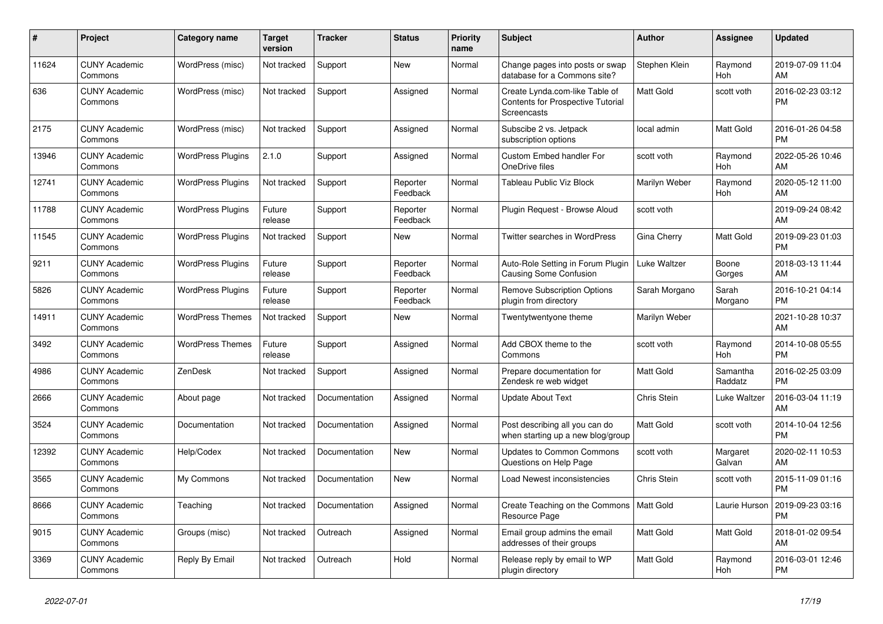| # | Project | Category name | Target version | Tracker | Status | Priority name | Subject | Author | Assignee | Updated |
|---|---|---|---|---|---|---|---|---|---|---|
| 11624 | CUNY Academic Commons | WordPress (misc) | Not tracked | Support | New | Normal | Change pages into posts or swap database for a Commons site? | Stephen Klein | Raymond Hoh | 2019-07-09 11:04 AM |
| 636 | CUNY Academic Commons | WordPress (misc) | Not tracked | Support | Assigned | Normal | Create Lynda.com-like Table of Contents for Prospective Tutorial Screencasts | Matt Gold | scott voth | 2016-02-23 03:12 PM |
| 2175 | CUNY Academic Commons | WordPress (misc) | Not tracked | Support | Assigned | Normal | Subscibe 2 vs. Jetpack subscription options | local admin | Matt Gold | 2016-01-26 04:58 PM |
| 13946 | CUNY Academic Commons | WordPress Plugins | 2.1.0 | Support | Assigned | Normal | Custom Embed handler For OneDrive files | scott voth | Raymond Hoh | 2022-05-26 10:46 AM |
| 12741 | CUNY Academic Commons | WordPress Plugins | Not tracked | Support | Reporter Feedback | Normal | Tableau Public Viz Block | Marilyn Weber | Raymond Hoh | 2020-05-12 11:00 AM |
| 11788 | CUNY Academic Commons | WordPress Plugins | Future release | Support | Reporter Feedback | Normal | Plugin Request - Browse Aloud | scott voth | | 2019-09-24 08:42 AM |
| 11545 | CUNY Academic Commons | WordPress Plugins | Not tracked | Support | New | Normal | Twitter searches in WordPress | Gina Cherry | Matt Gold | 2019-09-23 01:03 PM |
| 9211 | CUNY Academic Commons | WordPress Plugins | Future release | Support | Reporter Feedback | Normal | Auto-Role Setting in Forum Plugin Causing Some Confusion | Luke Waltzer | Boone Gorges | 2018-03-13 11:44 AM |
| 5826 | CUNY Academic Commons | WordPress Plugins | Future release | Support | Reporter Feedback | Normal | Remove Subscription Options plugin from directory | Sarah Morgano | Sarah Morgano | 2016-10-21 04:14 PM |
| 14911 | CUNY Academic Commons | WordPress Themes | Not tracked | Support | New | Normal | Twentytwentyone theme | Marilyn Weber | | 2021-10-28 10:37 AM |
| 3492 | CUNY Academic Commons | WordPress Themes | Future release | Support | Assigned | Normal | Add CBOX theme to the Commons | scott voth | Raymond Hoh | 2014-10-08 05:55 PM |
| 4986 | CUNY Academic Commons | ZenDesk | Not tracked | Support | Assigned | Normal | Prepare documentation for Zendesk re web widget | Matt Gold | Samantha Raddatz | 2016-02-25 03:09 PM |
| 2666 | CUNY Academic Commons | About page | Not tracked | Documentation | Assigned | Normal | Update About Text | Chris Stein | Luke Waltzer | 2016-03-04 11:19 AM |
| 3524 | CUNY Academic Commons | Documentation | Not tracked | Documentation | Assigned | Normal | Post describing all you can do when starting up a new blog/group | Matt Gold | scott voth | 2014-10-04 12:56 PM |
| 12392 | CUNY Academic Commons | Help/Codex | Not tracked | Documentation | New | Normal | Updates to Common Commons Questions on Help Page | scott voth | Margaret Galvan | 2020-02-11 10:53 AM |
| 3565 | CUNY Academic Commons | My Commons | Not tracked | Documentation | New | Normal | Load Newest inconsistencies | Chris Stein | scott voth | 2015-11-09 01:16 PM |
| 8666 | CUNY Academic Commons | Teaching | Not tracked | Documentation | Assigned | Normal | Create Teaching on the Commons Resource Page | Matt Gold | Laurie Hurson | 2019-09-23 03:16 PM |
| 9015 | CUNY Academic Commons | Groups (misc) | Not tracked | Outreach | Assigned | Normal | Email group admins the email addresses of their groups | Matt Gold | Matt Gold | 2018-01-02 09:54 AM |
| 3369 | CUNY Academic Commons | Reply By Email | Not tracked | Outreach | Hold | Normal | Release reply by email to WP plugin directory | Matt Gold | Raymond Hoh | 2016-03-01 12:46 PM |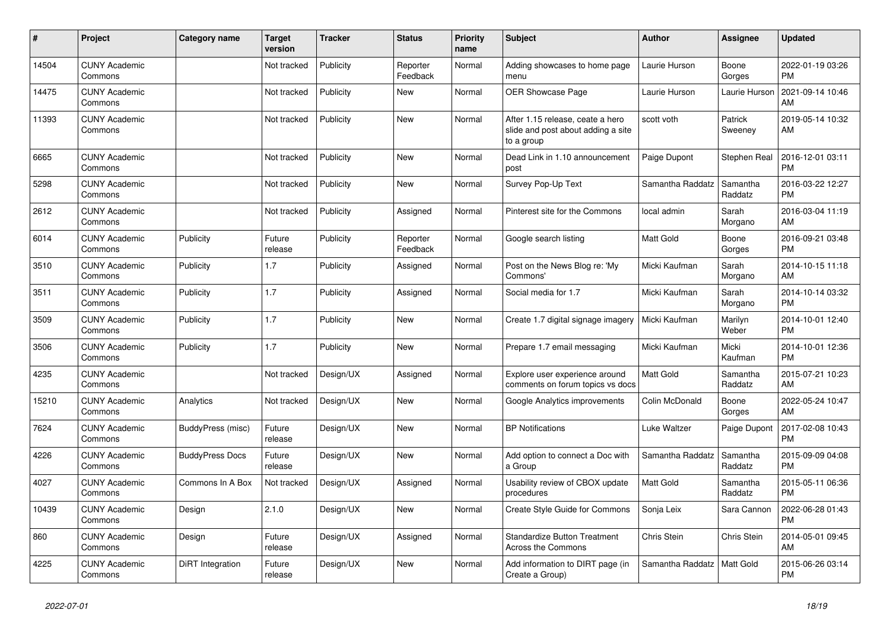| # | Project | Category name | Target version | Tracker | Status | Priority name | Subject | Author | Assignee | Updated |
|---|---|---|---|---|---|---|---|---|---|---|
| 14504 | CUNY Academic Commons | | Not tracked | Publicity | Reporter Feedback | Normal | Adding showcases to home page menu | Laurie Hurson | Boone Gorges | 2022-01-19 03:26 PM |
| 14475 | CUNY Academic Commons | | Not tracked | Publicity | New | Normal | OER Showcase Page | Laurie Hurson | Laurie Hurson | 2021-09-14 10:46 AM |
| 11393 | CUNY Academic Commons | | Not tracked | Publicity | New | Normal | After 1.15 release, ceate a hero slide and post about adding a site to a group | scott voth | Patrick Sweeney | 2019-05-14 10:32 AM |
| 6665 | CUNY Academic Commons | | Not tracked | Publicity | New | Normal | Dead Link in 1.10 announcement post | Paige Dupont | Stephen Real | 2016-12-01 03:11 PM |
| 5298 | CUNY Academic Commons | | Not tracked | Publicity | New | Normal | Survey Pop-Up Text | Samantha Raddatz | Samantha Raddatz | 2016-03-22 12:27 PM |
| 2612 | CUNY Academic Commons | | Not tracked | Publicity | Assigned | Normal | Pinterest site for the Commons | local admin | Sarah Morgano | 2016-03-04 11:19 AM |
| 6014 | CUNY Academic Commons | Publicity | Future release | Publicity | Reporter Feedback | Normal | Google search listing | Matt Gold | Boone Gorges | 2016-09-21 03:48 PM |
| 3510 | CUNY Academic Commons | Publicity | 1.7 | Publicity | Assigned | Normal | Post on the News Blog re: 'My Commons' | Micki Kaufman | Sarah Morgano | 2014-10-15 11:18 AM |
| 3511 | CUNY Academic Commons | Publicity | 1.7 | Publicity | Assigned | Normal | Social media for 1.7 | Micki Kaufman | Sarah Morgano | 2014-10-14 03:32 PM |
| 3509 | CUNY Academic Commons | Publicity | 1.7 | Publicity | New | Normal | Create 1.7 digital signage imagery | Micki Kaufman | Marilyn Weber | 2014-10-01 12:40 PM |
| 3506 | CUNY Academic Commons | Publicity | 1.7 | Publicity | New | Normal | Prepare 1.7 email messaging | Micki Kaufman | Micki Kaufman | 2014-10-01 12:36 PM |
| 4235 | CUNY Academic Commons | | Not tracked | Design/UX | Assigned | Normal | Explore user experience around comments on forum topics vs docs | Matt Gold | Samantha Raddatz | 2015-07-21 10:23 AM |
| 15210 | CUNY Academic Commons | Analytics | Not tracked | Design/UX | New | Normal | Google Analytics improvements | Colin McDonald | Boone Gorges | 2022-05-24 10:47 AM |
| 7624 | CUNY Academic Commons | BuddyPress (misc) | Future release | Design/UX | New | Normal | BP Notifications | Luke Waltzer | Paige Dupont | 2017-02-08 10:43 PM |
| 4226 | CUNY Academic Commons | BuddyPress Docs | Future release | Design/UX | New | Normal | Add option to connect a Doc with a Group | Samantha Raddatz | Samantha Raddatz | 2015-09-09 04:08 PM |
| 4027 | CUNY Academic Commons | Commons In A Box | Not tracked | Design/UX | Assigned | Normal | Usability review of CBOX update procedures | Matt Gold | Samantha Raddatz | 2015-05-11 06:36 PM |
| 10439 | CUNY Academic Commons | Design | 2.1.0 | Design/UX | New | Normal | Create Style Guide for Commons | Sonja Leix | Sara Cannon | 2022-06-28 01:43 PM |
| 860 | CUNY Academic Commons | Design | Future release | Design/UX | Assigned | Normal | Standardize Button Treatment Across the Commons | Chris Stein | Chris Stein | 2014-05-01 09:45 AM |
| 4225 | CUNY Academic Commons | DiRT Integration | Future release | Design/UX | New | Normal | Add information to DIRT page (in Create a Group) | Samantha Raddatz | Matt Gold | 2015-06-26 03:14 PM |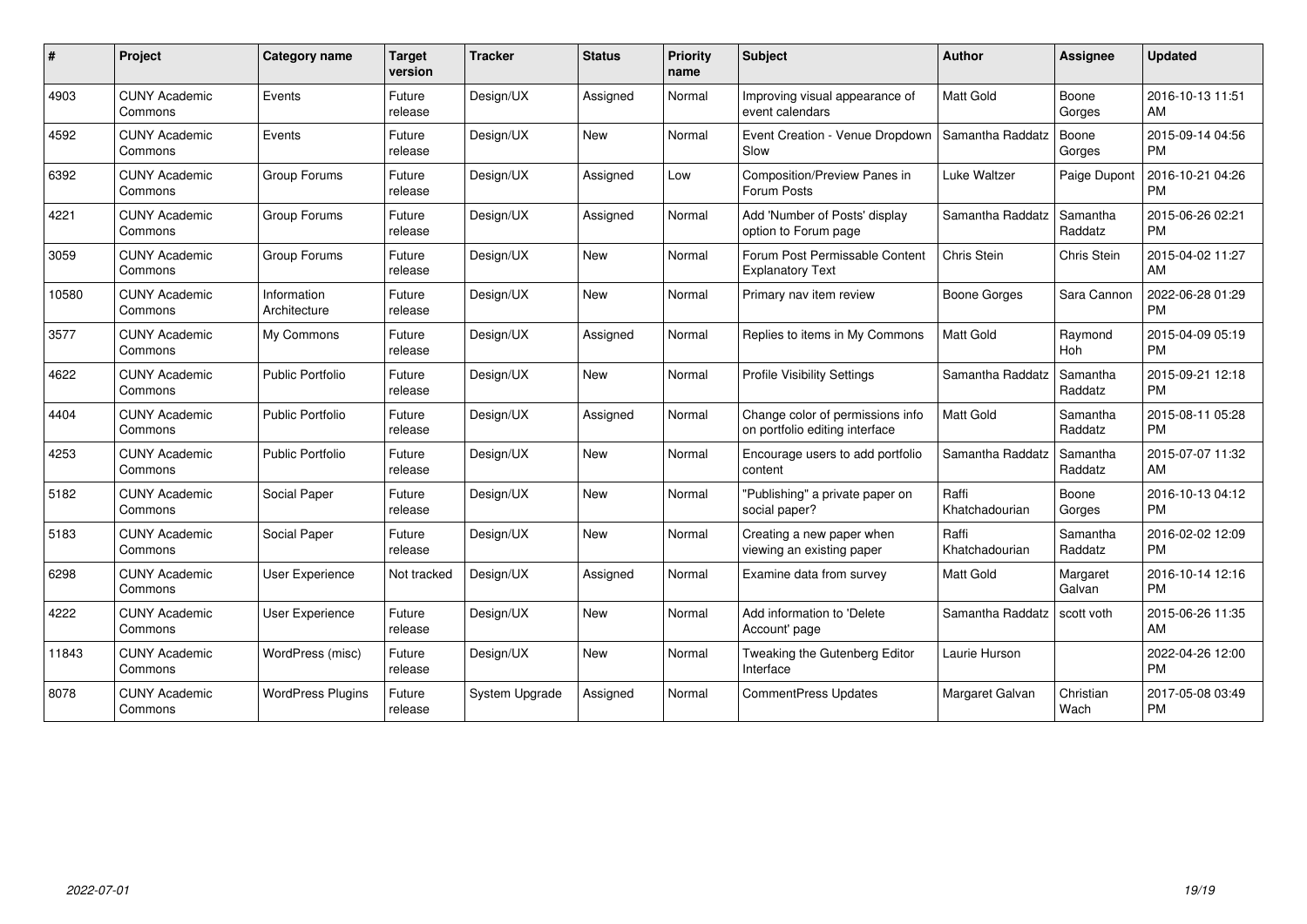| # | Project | Category name | Target version | Tracker | Status | Priority name | Subject | Author | Assignee | Updated |
|---|---|---|---|---|---|---|---|---|---|---|
| 4903 | CUNY Academic Commons | Events | Future release | Design/UX | Assigned | Normal | Improving visual appearance of event calendars | Matt Gold | Boone Gorges | 2016-10-13 11:51 AM |
| 4592 | CUNY Academic Commons | Events | Future release | Design/UX | New | Normal | Event Creation - Venue Dropdown Slow | Samantha Raddatz | Boone Gorges | 2015-09-14 04:56 PM |
| 6392 | CUNY Academic Commons | Group Forums | Future release | Design/UX | Assigned | Low | Composition/Preview Panes in Forum Posts | Luke Waltzer | Paige Dupont | 2016-10-21 04:26 PM |
| 4221 | CUNY Academic Commons | Group Forums | Future release | Design/UX | Assigned | Normal | Add 'Number of Posts' display option to Forum page | Samantha Raddatz | Samantha Raddatz | 2015-06-26 02:21 PM |
| 3059 | CUNY Academic Commons | Group Forums | Future release | Design/UX | New | Normal | Forum Post Permissable Content Explanatory Text | Chris Stein | Chris Stein | 2015-04-02 11:27 AM |
| 10580 | CUNY Academic Commons | Information Architecture | Future release | Design/UX | New | Normal | Primary nav item review | Boone Gorges | Sara Cannon | 2022-06-28 01:29 PM |
| 3577 | CUNY Academic Commons | My Commons | Future release | Design/UX | Assigned | Normal | Replies to items in My Commons | Matt Gold | Raymond Hoh | 2015-04-09 05:19 PM |
| 4622 | CUNY Academic Commons | Public Portfolio | Future release | Design/UX | New | Normal | Profile Visibility Settings | Samantha Raddatz | Samantha Raddatz | 2015-09-21 12:18 PM |
| 4404 | CUNY Academic Commons | Public Portfolio | Future release | Design/UX | Assigned | Normal | Change color of permissions info on portfolio editing interface | Matt Gold | Samantha Raddatz | 2015-08-11 05:28 PM |
| 4253 | CUNY Academic Commons | Public Portfolio | Future release | Design/UX | New | Normal | Encourage users to add portfolio content | Samantha Raddatz | Samantha Raddatz | 2015-07-07 11:32 AM |
| 5182 | CUNY Academic Commons | Social Paper | Future release | Design/UX | New | Normal | "Publishing" a private paper on social paper? | Raffi Khatchadourian | Boone Gorges | 2016-10-13 04:12 PM |
| 5183 | CUNY Academic Commons | Social Paper | Future release | Design/UX | New | Normal | Creating a new paper when viewing an existing paper | Raffi Khatchadourian | Samantha Raddatz | 2016-02-02 12:09 PM |
| 6298 | CUNY Academic Commons | User Experience | Not tracked | Design/UX | Assigned | Normal | Examine data from survey | Matt Gold | Margaret Galvan | 2016-10-14 12:16 PM |
| 4222 | CUNY Academic Commons | User Experience | Future release | Design/UX | New | Normal | Add information to 'Delete Account' page | Samantha Raddatz | scott voth | 2015-06-26 11:35 AM |
| 11843 | CUNY Academic Commons | WordPress (misc) | Future release | Design/UX | New | Normal | Tweaking the Gutenberg Editor Interface | Laurie Hurson | | 2022-04-26 12:00 PM |
| 8078 | CUNY Academic Commons | WordPress Plugins | Future release | System Upgrade | Assigned | Normal | CommentPress Updates | Margaret Galvan | Christian Wach | 2017-05-08 03:49 PM |